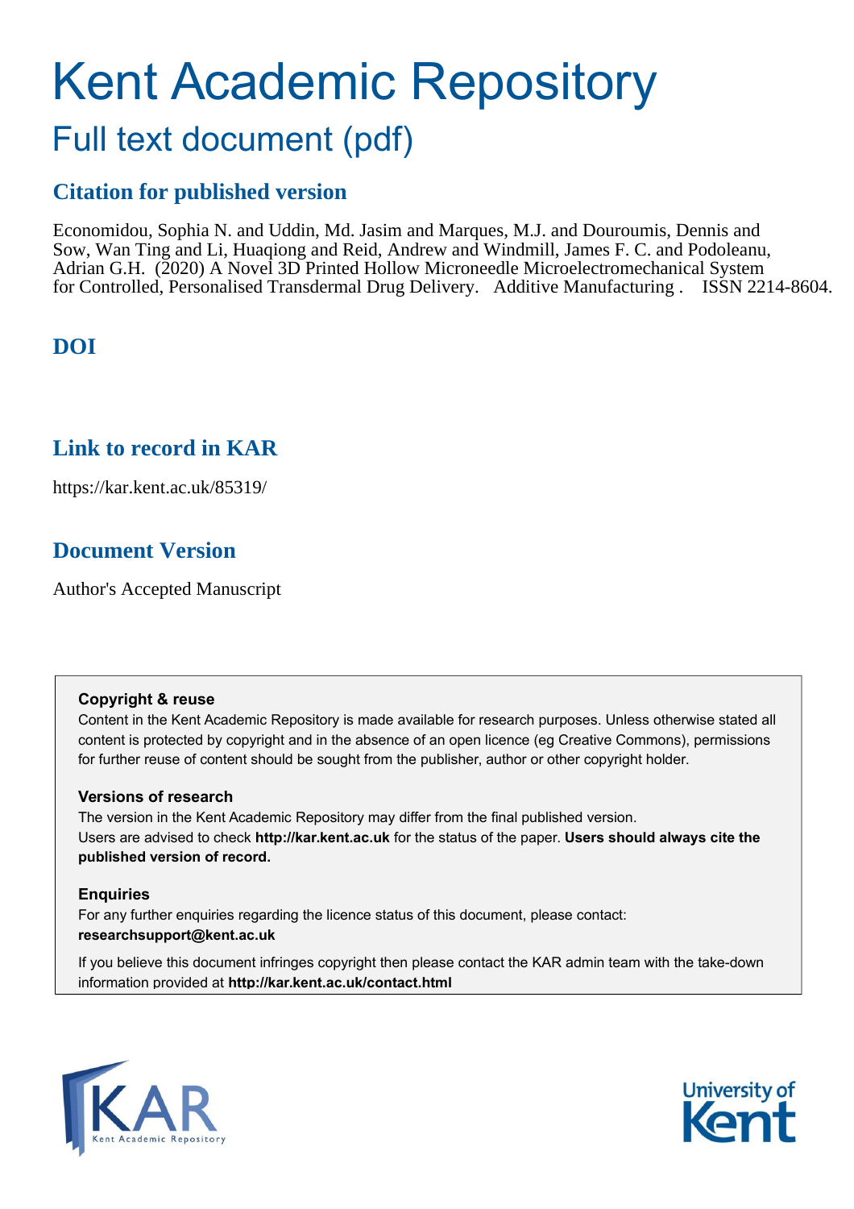# Kent Academic Repository

## Full text document (pdf)

### Citation for published version

Economidou, Sophia N. and Uddin, Md. Jasim and Marques, M.J. and Douroumis, Dennis and Sow, Wan Ting and Li, Huaqiong and Reid, Andrew and Windmill, James F. C. and Podoleanu, Adrian G.H. (2020) A Novel 3D Printed Hollow Microneedle Microelectromechanical System for Controlled, Personalised Transdermal Drug Delivery. Additive Manufacturing . ISSN 2214-8604.

### DOI

### Link to record in KAR

https://kar.kent.ac.uk/85319/

### Document Version

Author's Accepted Manuscript

**Copyright & reuse**

Content in the Kent Academic Repository is made available for research purposes. Unless otherwise stated all content is protected by copyright and in the absence of an open licence (eg Creative Commons), permissions for further reuse of content should be sought from the publisher, author or other copyright holder.

**Versions of research**

The version in the Kent Academic Repository may differ from the final published version.
Users are advised to check **http://kar.kent.ac.uk** for the status of the paper. **Users should always cite the published version of record.**

**Enquiries**

For any further enquiries regarding the licence status of this document, please contact:
**researchsupport@kent.ac.uk**

If you believe this document infringes copyright then please contact the KAR admin team with the take-down information provided at **http://kar.kent.ac.uk/contact.html**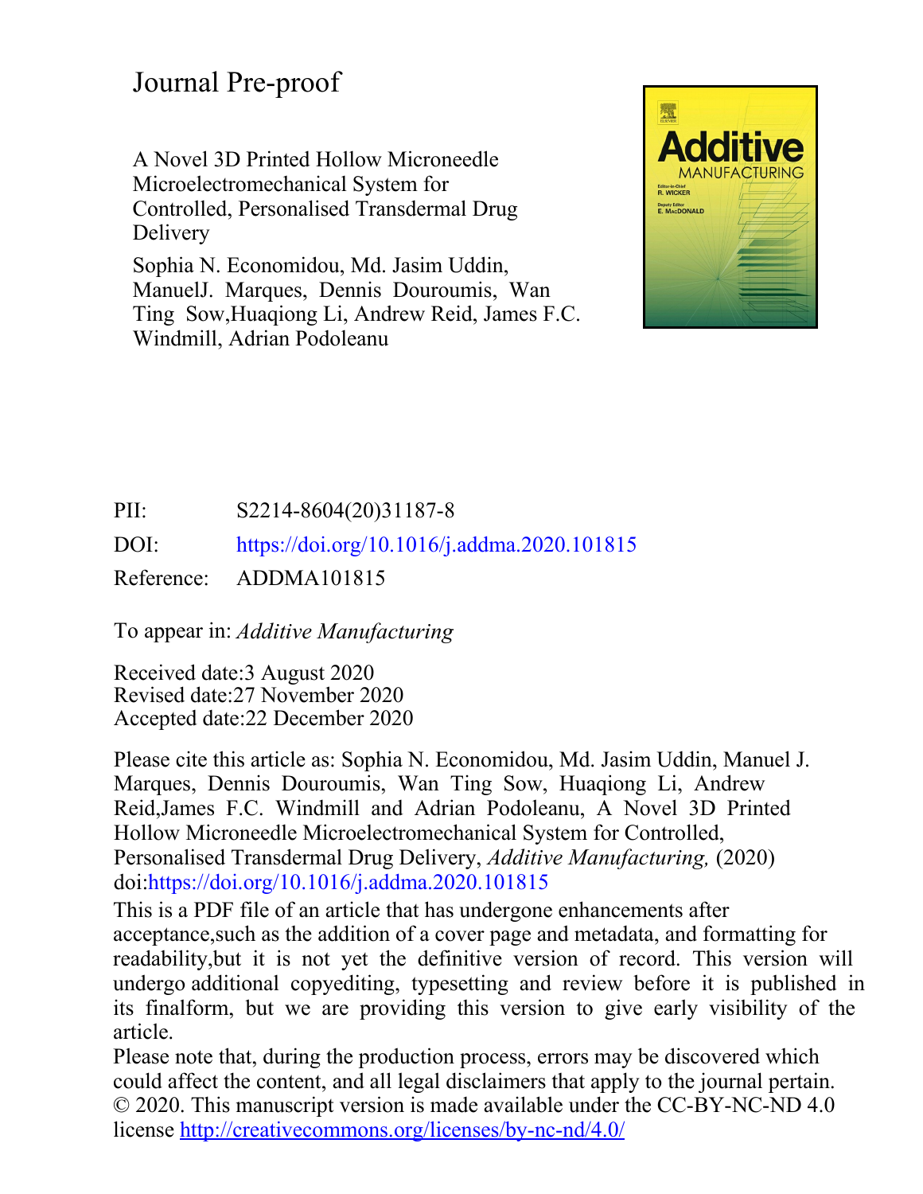Journal Pre-proof

A Novel 3D Printed Hollow Microneedle Microelectromechanical System for Controlled, Personalised Transdermal Drug Delivery

Sophia N. Economidou, Md. Jasim Uddin, ManuelJ. Marques, Dennis Douroumis, Wan Ting Sow,Huaqiong Li, Andrew Reid, James F.C. Windmill, Adrian Podoleanu

PII: S2214-8604(20)31187-8

DOI: https://doi.org/10.1016/j.addma.2020.101815

Reference: ADDMA101815

To appear in: *Additive Manufacturing*

Received date:3 August 2020

Revised date:27 November 2020

Accepted date:22 December 2020

Please cite this article as: Sophia N. Economidou, Md. Jasim Uddin, Manuel J. Marques, Dennis Douroumis, Wan Ting Sow, Huaqiong Li, Andrew Reid,James F.C. Windmill and Adrian Podoleanu, A Novel 3D Printed Hollow Microneedle Microelectromechanical System for Controlled, Personalised Transdermal Drug Delivery, *Additive Manufacturing,* (2020) doi:https://doi.org/10.1016/j.addma.2020.101815

This is a PDF file of an article that has undergone enhancements after acceptance,such as the addition of a cover page and metadata, and formatting for readability,but it is not yet the definitive version of record. This version will undergo additional copyediting, typesetting and review before it is published in its finalform, but we are providing this version to give early visibility of the article.

Please note that, during the production process, errors may be discovered which could affect the content, and all legal disclaimers that apply to the journal pertain.

© 2020. This manuscript version is made available under the CC-BY-NC-ND 4.0 license http://creativecommons.org/licenses/by-nc-nd/4.0/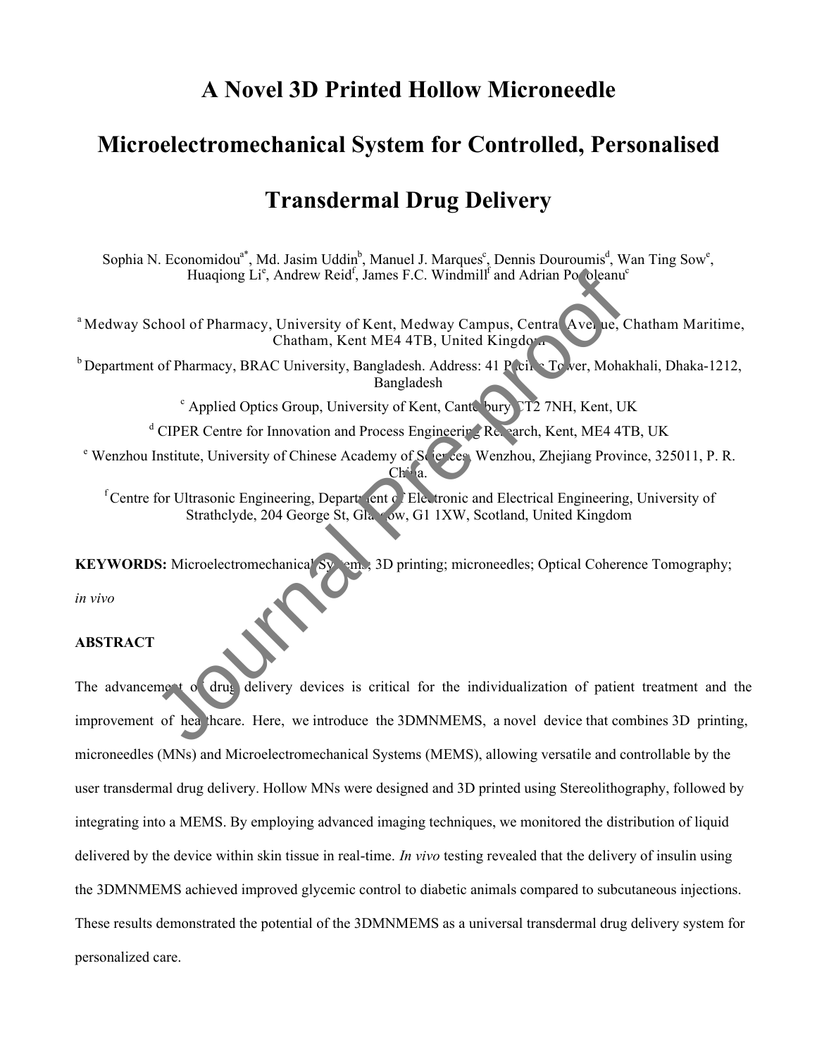# A Novel 3D Printed Hollow Microneedle Microelectromechanical System for Controlled, Personalised Transdermal Drug Delivery

Sophia N. Economidou[a*], Md. Jasim Uddin[b], Manuel J. Marques[c], Dennis Douroumis[d], Wan Ting Sow[e], Huaqiong Li[e], Andrew Reid[f], James F.C. Windmill[f] and Adrian Podoleanu[c]

[a] Medway School of Pharmacy, University of Kent, Medway Campus, Central Avenue, Chatham Maritime, Chatham, Kent ME4 4TB, United Kingdom

[b] Department of Pharmacy, BRAC University, Bangladesh. Address: 41 Pacific Tower, Mohakhali, Dhaka-1212, Bangladesh

[c] Applied Optics Group, University of Kent, Canterbury CT2 7NH, Kent, UK

[d] CIPER Centre for Innovation and Process Engineering Research, Kent, ME4 4TB, UK

[e] Wenzhou Institute, University of Chinese Academy of Sciences, Wenzhou, Zhejiang Province, 325011, P. R. China.

[f] Centre for Ultrasonic Engineering, Department of Electronic and Electrical Engineering, University of Strathclyde, 204 George St, Glasgow, G1 1XW, Scotland, United Kingdom

**KEYWORDS:** Microelectromechanical Systems, 3D printing; microneedles; Optical Coherence Tomography; *in vivo*

**ABSTRACT**

The advancement of drug delivery devices is critical for the individualization of patient treatment and the improvement of healthcare. Here, we introduce the 3DMNMEMS, a novel device that combines 3D printing, microneedles (MNs) and Microelectromechanical Systems (MEMS), allowing versatile and controllable by the user transdermal drug delivery. Hollow MNs were designed and 3D printed using Stereolithography, followed by integrating into a MEMS. By employing advanced imaging techniques, we monitored the distribution of liquid delivered by the device within skin tissue in real-time. *In vivo* testing revealed that the delivery of insulin using the 3DMNMEMS achieved improved glycemic control to diabetic animals compared to subcutaneous injections. These results demonstrated the potential of the 3DMNMEMS as a universal transdermal drug delivery system for personalized care.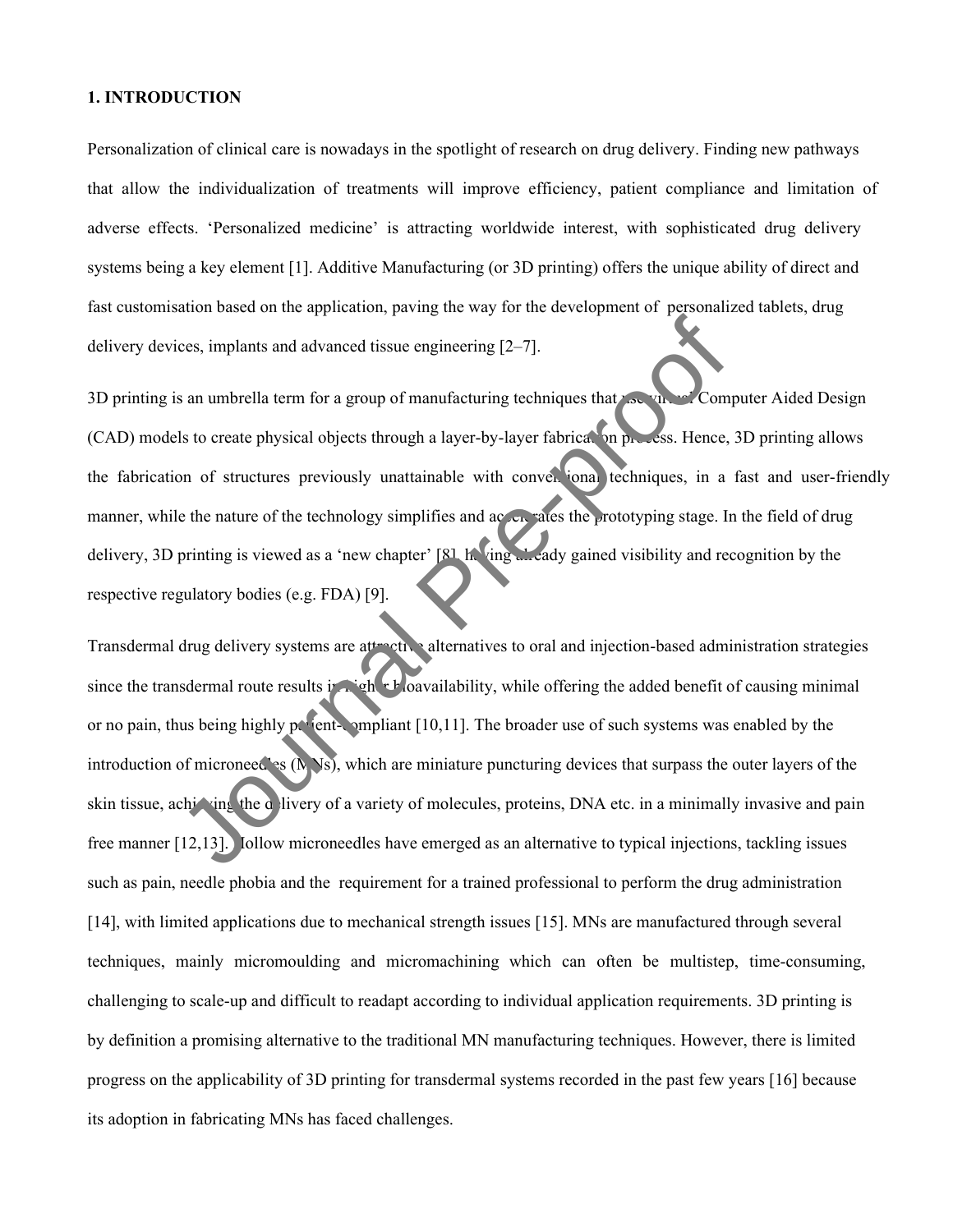# 1. INTRODUCTION

Personalization of clinical care is nowadays in the spotlight of research on drug delivery. Finding new pathways that allow the individualization of treatments will improve efficiency, patient compliance and limitation of adverse effects. 'Personalized medicine' is attracting worldwide interest, with sophisticated drug delivery systems being a key element [1]. Additive Manufacturing (or 3D printing) offers the unique ability of direct and fast customisation based on the application, paving the way for the development of personalized tablets, drug delivery devices, implants and advanced tissue engineering [2–7].

3D printing is an umbrella term for a group of manufacturing techniques that use virtual Computer Aided Design (CAD) models to create physical objects through a layer-by-layer fabrication process. Hence, 3D printing allows the fabrication of structures previously unattainable with conventional techniques, in a fast and user-friendly manner, while the nature of the technology simplifies and accelerates the prototyping stage. In the field of drug delivery, 3D printing is viewed as a 'new chapter' [8], having already gained visibility and recognition by the respective regulatory bodies (e.g. FDA) [9].

Transdermal drug delivery systems are attractive alternatives to oral and injection-based administration strategies since the transdermal route results in higher bioavailability, while offering the added benefit of causing minimal or no pain, thus being highly patient-compliant [10,11]. The broader use of such systems was enabled by the introduction of microneedles (MNs), which are miniature puncturing devices that surpass the outer layers of the skin tissue, achieving the delivery of a variety of molecules, proteins, DNA etc. in a minimally invasive and pain free manner [12,13]. Hollow microneedles have emerged as an alternative to typical injections, tackling issues such as pain, needle phobia and the requirement for a trained professional to perform the drug administration [14], with limited applications due to mechanical strength issues [15]. MNs are manufactured through several techniques, mainly micromoulding and micromachining which can often be multistep, time-consuming, challenging to scale-up and difficult to readapt according to individual application requirements. 3D printing is by definition a promising alternative to the traditional MN manufacturing techniques. However, there is limited progress on the applicability of 3D printing for transdermal systems recorded in the past few years [16] because its adoption in fabricating MNs has faced challenges.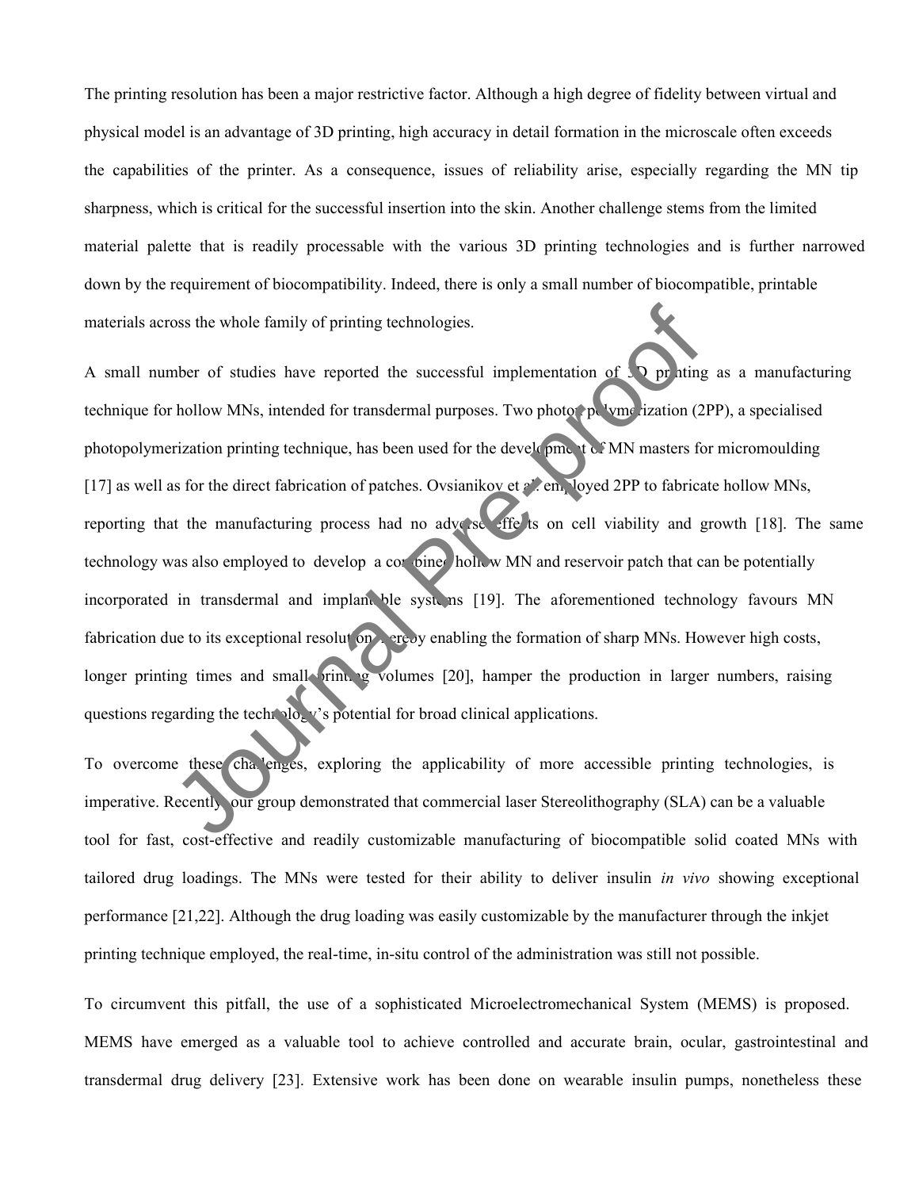The printing resolution has been a major restrictive factor. Although a high degree of fidelity between virtual and physical model is an advantage of 3D printing, high accuracy in detail formation in the microscale often exceeds the capabilities of the printer. As a consequence, issues of reliability arise, especially regarding the MN tip sharpness, which is critical for the successful insertion into the skin. Another challenge stems from the limited material palette that is readily processable with the various 3D printing technologies and is further narrowed down by the requirement of biocompatibility. Indeed, there is only a small number of biocompatible, printable materials across the whole family of printing technologies.

A small number of studies have reported the successful implementation of 3D printing as a manufacturing technique for hollow MNs, intended for transdermal purposes. Two photon polymerization (2PP), a specialised photopolymerization printing technique, has been used for the development of MN masters for micromoulding [17] as well as for the direct fabrication of patches. Ovsianikov et al. employed 2PP to fabricate hollow MNs, reporting that the manufacturing process had no adverse effects on cell viability and growth [18]. The same technology was also employed to develop a combined hollow MN and reservoir patch that can be potentially incorporated in transdermal and implantable systems [19]. The aforementioned technology favours MN fabrication due to its exceptional resolution thereby enabling the formation of sharp MNs. However high costs, longer printing times and small printing volumes [20], hamper the production in larger numbers, raising questions regarding the technology's potential for broad clinical applications.

To overcome these challenges, exploring the applicability of more accessible printing technologies, is imperative. Recently, our group demonstrated that commercial laser Stereolithography (SLA) can be a valuable tool for fast, cost-effective and readily customizable manufacturing of biocompatible solid coated MNs with tailored drug loadings. The MNs were tested for their ability to deliver insulin *in vivo* showing exceptional performance [21,22]. Although the drug loading was easily customizable by the manufacturer through the inkjet printing technique employed, the real-time, in-situ control of the administration was still not possible.

To circumvent this pitfall, the use of a sophisticated Microelectromechanical System (MEMS) is proposed. MEMS have emerged as a valuable tool to achieve controlled and accurate brain, ocular, gastrointestinal and transdermal drug delivery [23]. Extensive work has been done on wearable insulin pumps, nonetheless these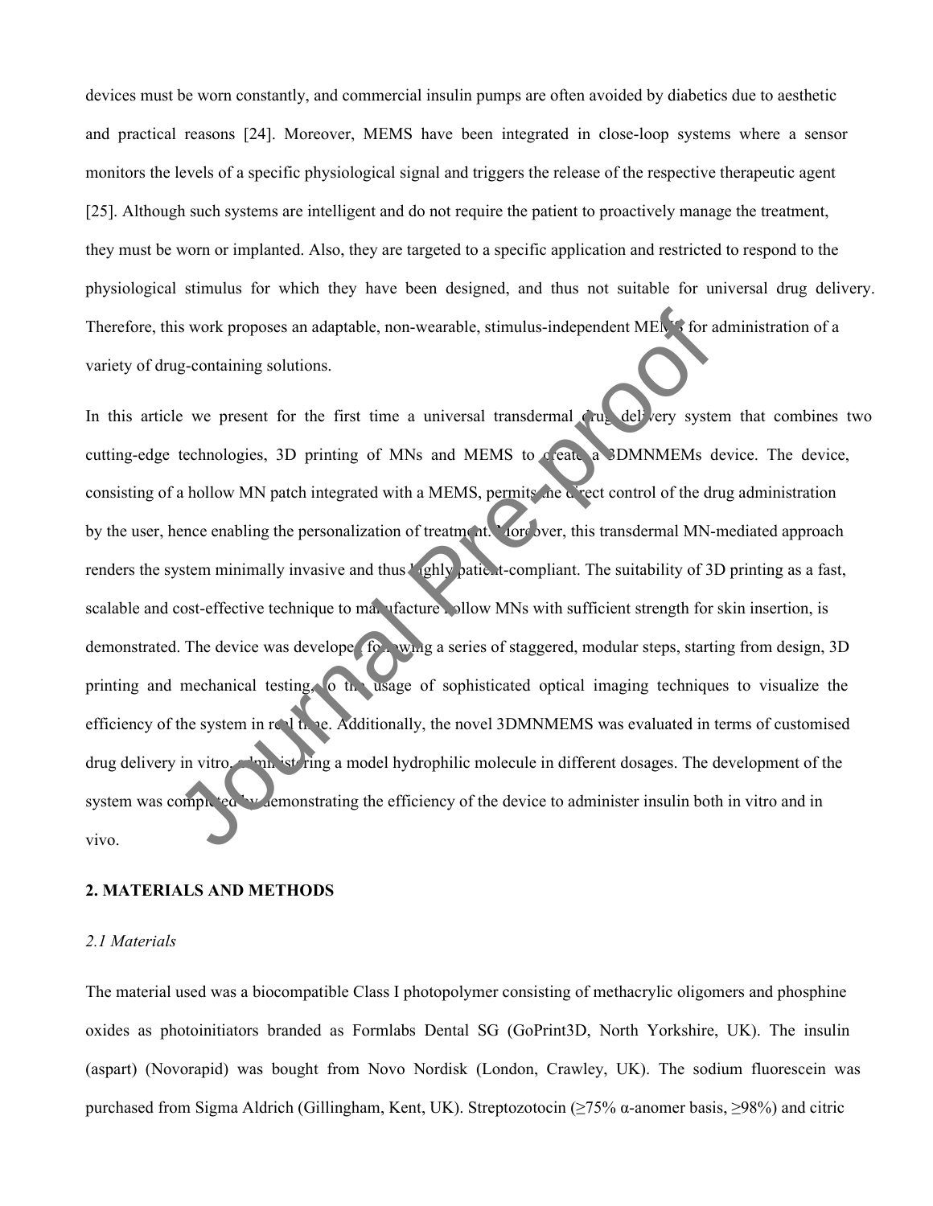devices must be worn constantly, and commercial insulin pumps are often avoided by diabetics due to aesthetic and practical reasons [24]. Moreover, MEMS have been integrated in close-loop systems where a sensor monitors the levels of a specific physiological signal and triggers the release of the respective therapeutic agent [25]. Although such systems are intelligent and do not require the patient to proactively manage the treatment, they must be worn or implanted. Also, they are targeted to a specific application and restricted to respond to the physiological stimulus for which they have been designed, and thus not suitable for universal drug delivery. Therefore, this work proposes an adaptable, non-wearable, stimulus-independent MEMS for administration of a variety of drug-containing solutions.

In this article we present for the first time a universal transdermal drug delivery system that combines two cutting-edge technologies, 3D printing of MNs and MEMS to create a 3DMNMEMs device. The device, consisting of a hollow MN patch integrated with a MEMS, permits the direct control of the drug administration by the user, hence enabling the personalization of treatment. Moreover, this transdermal MN-mediated approach renders the system minimally invasive and thus highly patient-compliant. The suitability of 3D printing as a fast, scalable and cost-effective technique to manufacture hollow MNs with sufficient strength for skin insertion, is demonstrated. The device was developed following a series of staggered, modular steps, starting from design, 3D printing and mechanical testing, to the usage of sophisticated optical imaging techniques to visualize the efficiency of the system in real time. Additionally, the novel 3DMNMEMS was evaluated in terms of customised drug delivery in vitro, administering a model hydrophilic molecule in different dosages. The development of the system was completed by demonstrating the efficiency of the device to administer insulin both in vitro and in vivo.

## 2. MATERIALS AND METHODS

### *2.1 Materials*

The material used was a biocompatible Class I photopolymer consisting of methacrylic oligomers and phosphine oxides as photoinitiators branded as Formlabs Dental SG (GoPrint3D, North Yorkshire, UK). The insulin (aspart) (Novorapid) was bought from Novo Nordisk (London, Crawley, UK). The sodium fluorescein was purchased from Sigma Aldrich (Gillingham, Kent, UK). Streptozotocin (≥75% α-anomer basis, ≥98%) and citric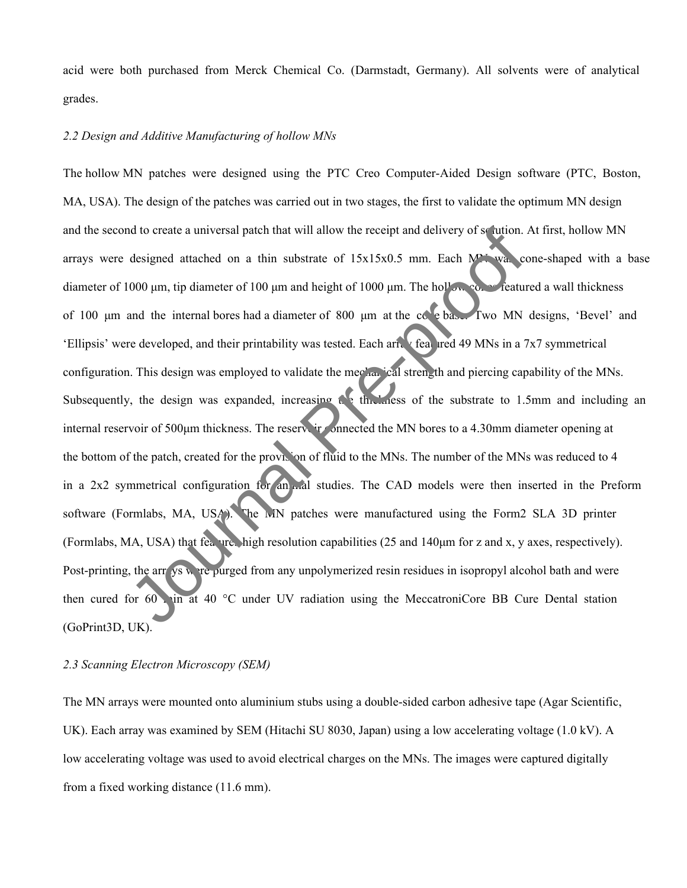acid were both purchased from Merck Chemical Co. (Darmstadt, Germany). All solvents were of analytical grades.

### *2.2 Design and Additive Manufacturing of hollow MNs*

The hollow MN patches were designed using the PTC Creo Computer-Aided Design software (PTC, Boston, MA, USA). The design of the patches was carried out in two stages, the first to validate the optimum MN design and the second to create a universal patch that will allow the receipt and delivery of solution. At first, hollow MN arrays were designed attached on a thin substrate of 15x15x0.5 mm. Each MN was cone-shaped with a base diameter of 1000 μm, tip diameter of 100 μm and height of 1000 μm. The hollow cones featured a wall thickness of 100 μm and the internal bores had a diameter of 800 μm at the cone base. Two MN designs, 'Bevel' and 'Ellipsis' were developed, and their printability was tested. Each array featured 49 MNs in a 7x7 symmetrical configuration. This design was employed to validate the mechanical strength and piercing capability of the MNs. Subsequently, the design was expanded, increasing the thickness of the substrate to 1.5mm and including an internal reservoir of 500μm thickness. The reservoir connected the MN bores to a 4.30mm diameter opening at the bottom of the patch, created for the provision of fluid to the MNs. The number of the MNs was reduced to 4 in a 2x2 symmetrical configuration for animal studies. The CAD models were then inserted in the Preform software (Formlabs, MA, USA). The MN patches were manufactured using the Form2 SLA 3D printer (Formlabs, MA, USA) that features high resolution capabilities (25 and 140μm for z and x, y axes, respectively). Post-printing, the arrays were purged from any unpolymerized resin residues in isopropyl alcohol bath and were then cured for 60 min at 40 °C under UV radiation using the MeccatroniCore BB Cure Dental station (GoPrint3D, UK).

### *2.3 Scanning Electron Microscopy (SEM)*

The MN arrays were mounted onto aluminium stubs using a double-sided carbon adhesive tape (Agar Scientific, UK). Each array was examined by SEM (Hitachi SU 8030, Japan) using a low accelerating voltage (1.0 kV). A low accelerating voltage was used to avoid electrical charges on the MNs. The images were captured digitally from a fixed working distance (11.6 mm).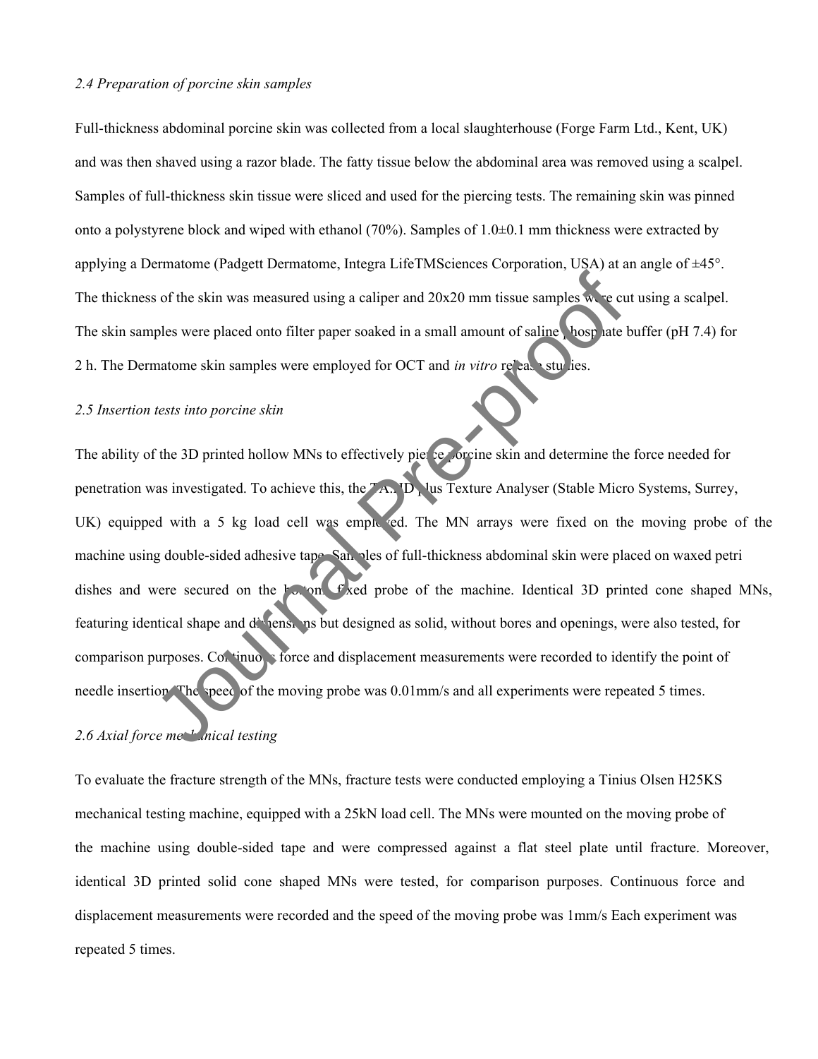*2.4 Preparation of porcine skin samples*

Full-thickness abdominal porcine skin was collected from a local slaughterhouse (Forge Farm Ltd., Kent, UK) and was then shaved using a razor blade. The fatty tissue below the abdominal area was removed using a scalpel. Samples of full-thickness skin tissue were sliced and used for the piercing tests. The remaining skin was pinned onto a polystyrene block and wiped with ethanol (70%). Samples of 1.0±0.1 mm thickness were extracted by applying a Dermatome (Padgett Dermatome, Integra LifeTMSciences Corporation, USA) at an angle of ±45°. The thickness of the skin was measured using a caliper and 20x20 mm tissue samples were cut using a scalpel. The skin samples were placed onto filter paper soaked in a small amount of saline phosphate buffer (pH 7.4) for 2 h. The Dermatome skin samples were employed for OCT and *in vitro* release studies.

*2.5 Insertion tests into porcine skin*

The ability of the 3D printed hollow MNs to effectively pierce porcine skin and determine the force needed for penetration was investigated. To achieve this, the TA.HD plus Texture Analyser (Stable Micro Systems, Surrey, UK) equipped with a 5 kg load cell was employed. The MN arrays were fixed on the moving probe of the machine using double-sided adhesive tape. Samples of full-thickness abdominal skin were placed on waxed petri dishes and were secured on the bottom fixed probe of the machine. Identical 3D printed cone shaped MNs, featuring identical shape and dimensions but designed as solid, without bores and openings, were also tested, for comparison purposes. Continuous force and displacement measurements were recorded to identify the point of needle insertion. The speed of the moving probe was 0.01mm/s and all experiments were repeated 5 times.

*2.6 Axial force mechanical testing*

To evaluate the fracture strength of the MNs, fracture tests were conducted employing a Tinius Olsen H25KS mechanical testing machine, equipped with a 25kN load cell. The MNs were mounted on the moving probe of the machine using double-sided tape and were compressed against a flat steel plate until fracture. Moreover, identical 3D printed solid cone shaped MNs were tested, for comparison purposes. Continuous force and displacement measurements were recorded and the speed of the moving probe was 1mm/s Each experiment was repeated 5 times.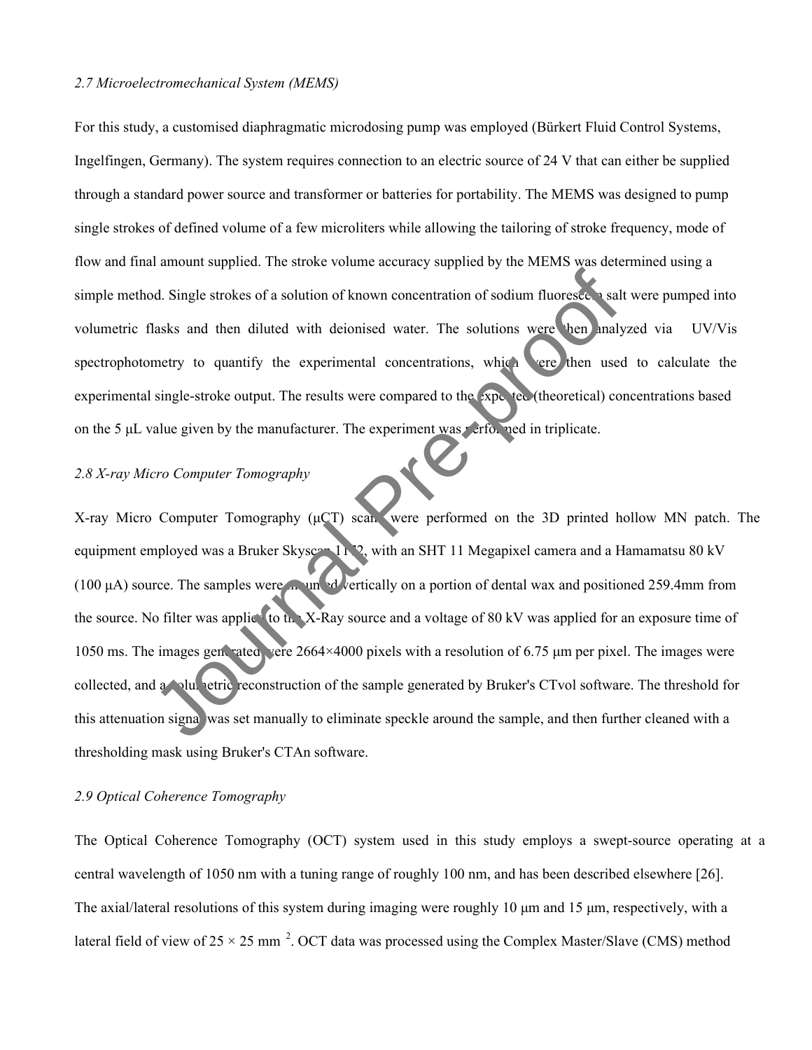*2.7 Microelectromechanical System (MEMS)*

For this study, a customised diaphragmatic microdosing pump was employed (Bürkert Fluid Control Systems, Ingelfingen, Germany). The system requires connection to an electric source of 24 V that can either be supplied through a standard power source and transformer or batteries for portability. The MEMS was designed to pump single strokes of defined volume of a few microliters while allowing the tailoring of stroke frequency, mode of flow and final amount supplied. The stroke volume accuracy supplied by the MEMS was determined using a simple method. Single strokes of a solution of known concentration of sodium fluorescein salt were pumped into volumetric flasks and then diluted with deionised water. The solutions were then analyzed via UV/Vis spectrophotometry to quantify the experimental concentrations, which were then used to calculate the experimental single-stroke output. The results were compared to the expected (theoretical) concentrations based on the 5 μL value given by the manufacturer. The experiment was performed in triplicate.

*2.8 X-ray Micro Computer Tomography*

X-ray Micro Computer Tomography (μCT) scans were performed on the 3D printed hollow MN patch. The equipment employed was a Bruker Skyscan 1172, with an SHT 11 Megapixel camera and a Hamamatsu 80 kV (100 μA) source. The samples were mounted vertically on a portion of dental wax and positioned 259.4mm from the source. No filter was applied to the X-Ray source and a voltage of 80 kV was applied for an exposure time of 1050 ms. The images generated were 2664×4000 pixels with a resolution of 6.75 μm per pixel. The images were collected, and a volumetric reconstruction of the sample generated by Bruker's CTvol software. The threshold for this attenuation signal was set manually to eliminate speckle around the sample, and then further cleaned with a thresholding mask using Bruker's CTAn software.

*2.9 Optical Coherence Tomography*

The Optical Coherence Tomography (OCT) system used in this study employs a swept-source operating at a central wavelength of 1050 nm with a tuning range of roughly 100 nm, and has been described elsewhere [26]. The axial/lateral resolutions of this system during imaging were roughly 10 μm and 15 μm, respectively, with a lateral field of view of 25 × 25 mm $^2$. OCT data was processed using the Complex Master/Slave (CMS) method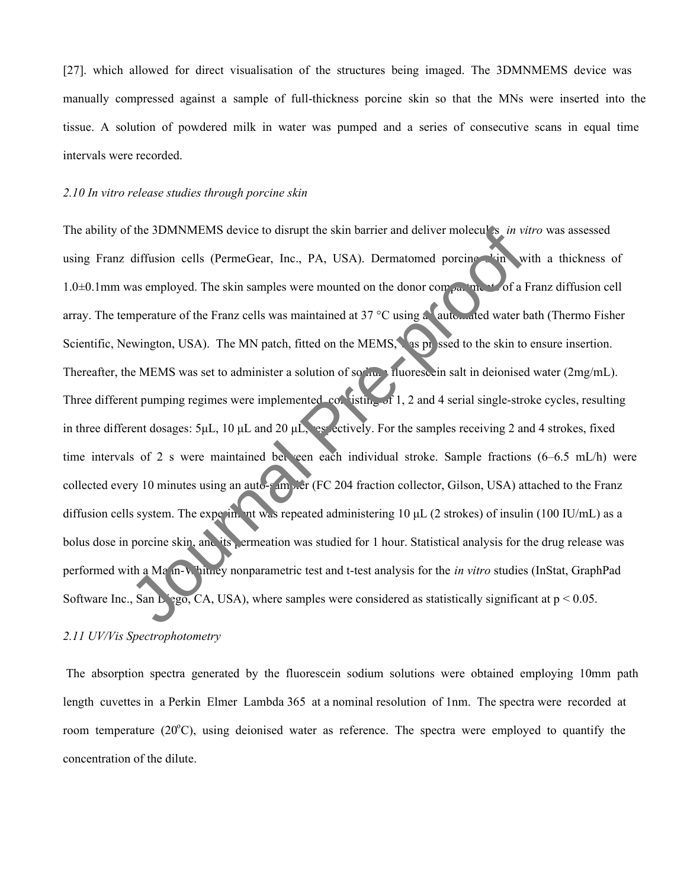[27]. which allowed for direct visualisation of the structures being imaged. The 3DMNMEMS device was manually compressed against a sample of full-thickness porcine skin so that the MNs were inserted into the tissue. A solution of powdered milk in water was pumped and a series of consecutive scans in equal time intervals were recorded.

*2.10 In vitro release studies through porcine skin*

The ability of the 3DMNMEMS device to disrupt the skin barrier and deliver molecules *in vitro* was assessed using Franz diffusion cells (PermeGear, Inc., PA, USA). Dermatomed porcine skin with a thickness of 1.0±0.1mm was employed. The skin samples were mounted on the donor compartments of a Franz diffusion cell array. The temperature of the Franz cells was maintained at 37 °C using an automated water bath (Thermo Fisher Scientific, Newington, USA). The MN patch, fitted on the MEMS, was pressed to the skin to ensure insertion. Thereafter, the MEMS was set to administer a solution of sodium fluorescein salt in deionised water (2mg/mL). Three different pumping regimes were implemented, consisting of 1, 2 and 4 serial single-stroke cycles, resulting in three different dosages: 5μL, 10 μL and 20 μL, respectively. For the samples receiving 2 and 4 strokes, fixed time intervals of 2 s were maintained between each individual stroke. Sample fractions (6–6.5 mL/h) were collected every 10 minutes using an auto-sampler (FC 204 fraction collector, Gilson, USA) attached to the Franz diffusion cells system. The experiment was repeated administering 10 μL (2 strokes) of insulin (100 IU/mL) as a bolus dose in porcine skin, and its permeation was studied for 1 hour. Statistical analysis for the drug release was performed with a Mann-Whitney nonparametric test and t-test analysis for the *in vitro* studies (InStat, GraphPad Software Inc., San Diego, CA, USA), where samples were considered as statistically significant at $p < 0.05$.

*2.11 UV/Vis Spectrophotometry*

The absorption spectra generated by the fluorescein sodium solutions were obtained employing 10mm path length cuvettes in a Perkin Elmer Lambda 365 at a nominal resolution of 1nm. The spectra were recorded at room temperature (20$^{o}$C), using deionised water as reference. The spectra were employed to quantify the concentration of the dilute.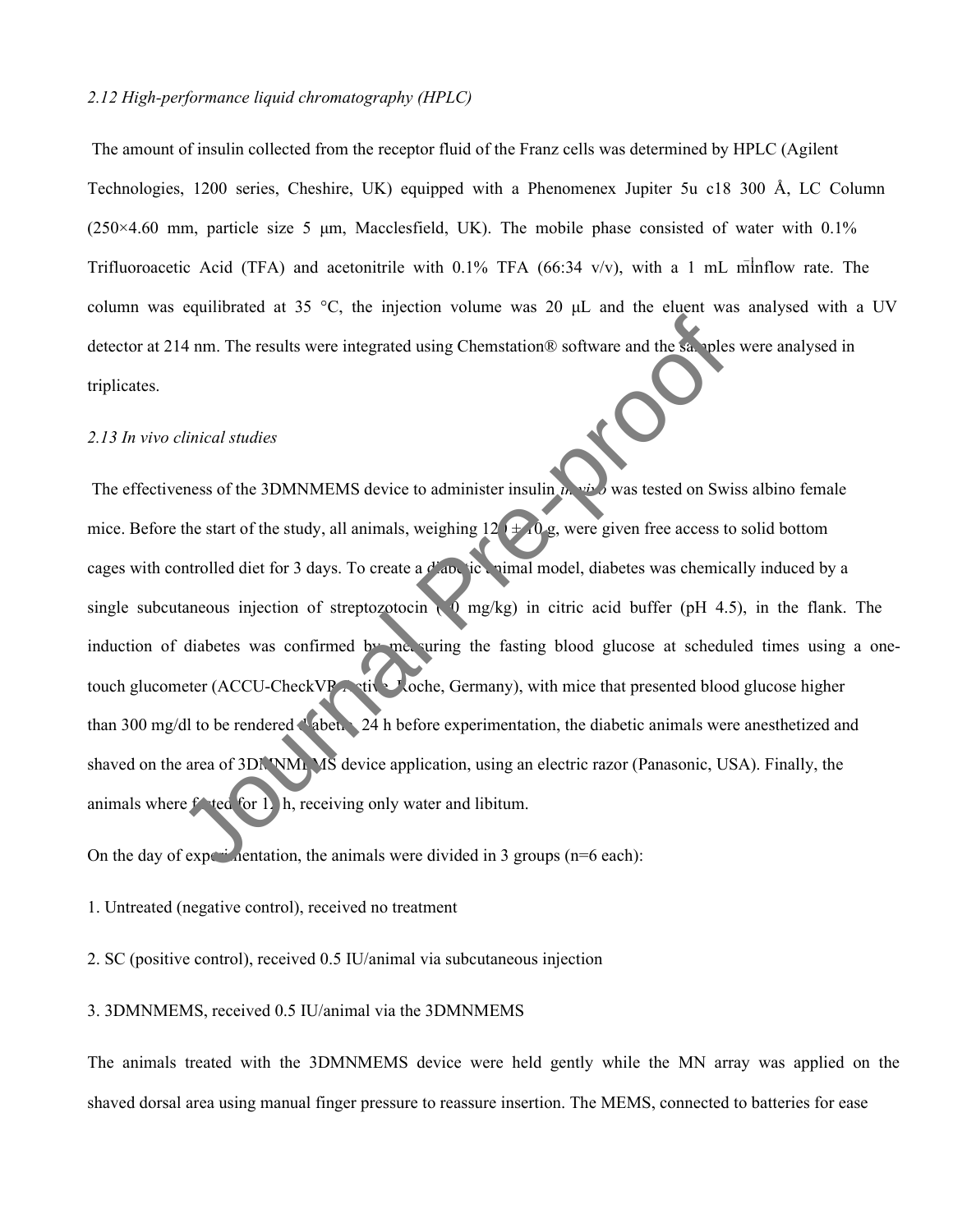*2.12 High-performance liquid chromatography (HPLC)*

The amount of insulin collected from the receptor fluid of the Franz cells was determined by HPLC (Agilent Technologies, 1200 series, Cheshire, UK) equipped with a Phenomenex Jupiter 5u c18 300 Å, LC Column (250×4.60 mm, particle size 5 μm, Macclesfield, UK). The mobile phase consisted of water with 0.1% Trifluoroacetic Acid (TFA) and acetonitrile with 0.1% TFA (66:34 v/v), with a 1 mL min$^{-1}$ flow rate. The column was equilibrated at 35 °C, the injection volume was 20 μL and the eluent was analysed with a UV detector at 214 nm. The results were integrated using Chemstation® software and the samples were analysed in triplicates.

*2.13 In vivo clinical studies*

The effectiveness of the 3DMNMEMS device to administer insulin *in vivo* was tested on Swiss albino female mice. Before the start of the study, all animals, weighing 120 ± 10 g, were given free access to solid bottom cages with controlled diet for 3 days. To create a diabetic animal model, diabetes was chemically induced by a single subcutaneous injection of streptozotocin (50 mg/kg) in citric acid buffer (pH 4.5), in the flank. The induction of diabetes was confirmed by measuring the fasting blood glucose at scheduled times using a one-touch glucometer (ACCU-CheckVP Active Roche, Germany), with mice that presented blood glucose higher than 300 mg/dl to be rendered diabetic. 24 h before experimentation, the diabetic animals were anesthetized and shaved on the area of 3DMNMEMS device application, using an electric razor (Panasonic, USA). Finally, the animals where fasted for 12 h, receiving only water and libitum.

On the day of experimentation, the animals were divided in 3 groups (n=6 each):

1. Untreated (negative control), received no treatment
2. SC (positive control), received 0.5 IU/animal via subcutaneous injection
3. 3DMNMEMS, received 0.5 IU/animal via the 3DMNMEMS

The animals treated with the 3DMNMEMS device were held gently while the MN array was applied on the shaved dorsal area using manual finger pressure to reassure insertion. The MEMS, connected to batteries for ease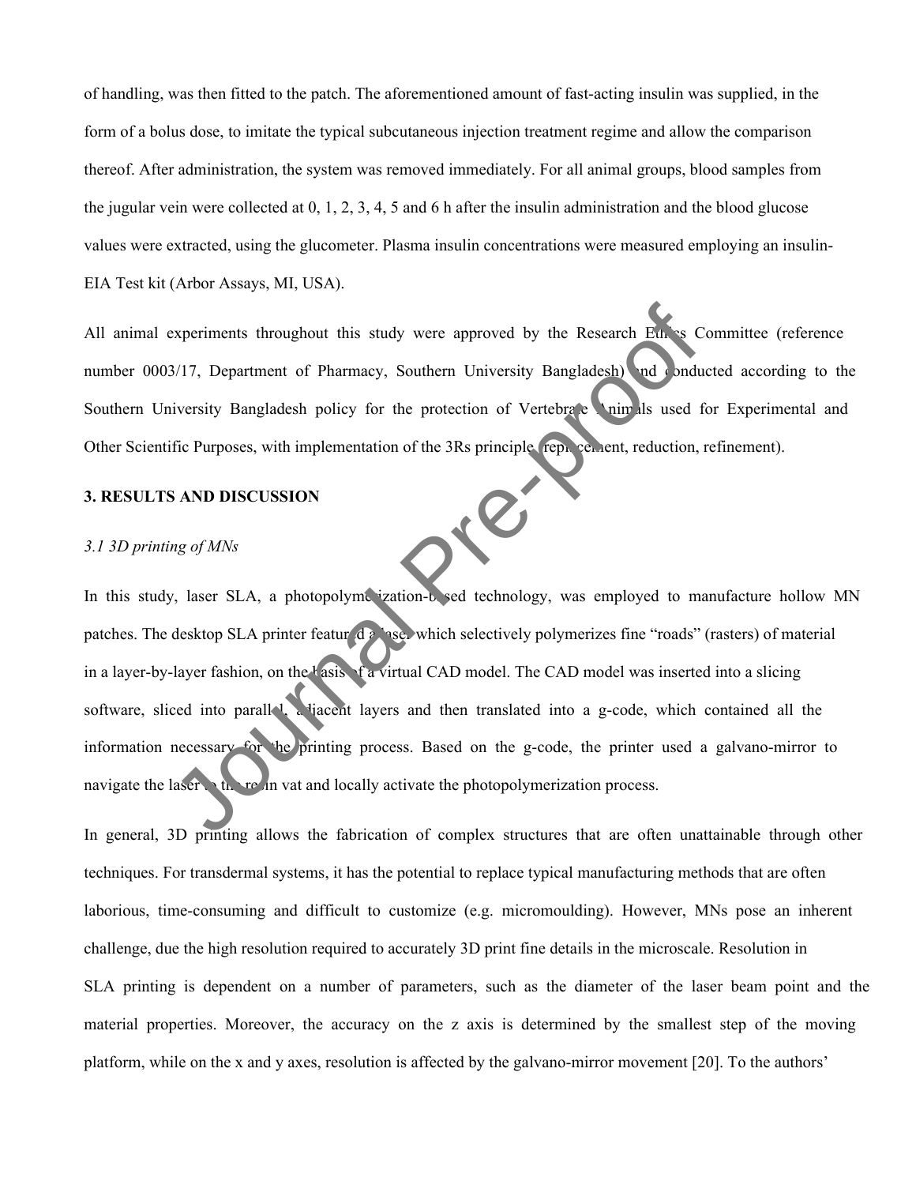of handling, was then fitted to the patch. The aforementioned amount of fast-acting insulin was supplied, in the form of a bolus dose, to imitate the typical subcutaneous injection treatment regime and allow the comparison thereof. After administration, the system was removed immediately. For all animal groups, blood samples from the jugular vein were collected at 0, 1, 2, 3, 4, 5 and 6 h after the insulin administration and the blood glucose values were extracted, using the glucometer. Plasma insulin concentrations were measured employing an insulin-EIA Test kit (Arbor Assays, MI, USA).

All animal experiments throughout this study were approved by the Research Ethics Committee (reference number 0003/17, Department of Pharmacy, Southern University Bangladesh) and conducted according to the Southern University Bangladesh policy for the protection of Vertebrate Animals used for Experimental and Other Scientific Purposes, with implementation of the 3Rs principle (replacement, reduction, refinement).

## 3. RESULTS AND DISCUSSION

### *3.1 3D printing of MNs*

In this study, laser SLA, a photopolymerization-based technology, was employed to manufacture hollow MN patches. The desktop SLA printer featured a laser which selectively polymerizes fine "roads" (rasters) of material in a layer-by-layer fashion, on the basis of a virtual CAD model. The CAD model was inserted into a slicing software, sliced into parallel, adjacent layers and then translated into a g-code, which contained all the information necessary for the printing process. Based on the g-code, the printer used a galvano-mirror to navigate the laser to the resin vat and locally activate the photopolymerization process.

In general, 3D printing allows the fabrication of complex structures that are often unattainable through other techniques. For transdermal systems, it has the potential to replace typical manufacturing methods that are often laborious, time-consuming and difficult to customize (e.g. micromoulding). However, MNs pose an inherent challenge, due the high resolution required to accurately 3D print fine details in the microscale. Resolution in SLA printing is dependent on a number of parameters, such as the diameter of the laser beam point and the material properties. Moreover, the accuracy on the z axis is determined by the smallest step of the moving platform, while on the x and y axes, resolution is affected by the galvano-mirror movement [20]. To the authors'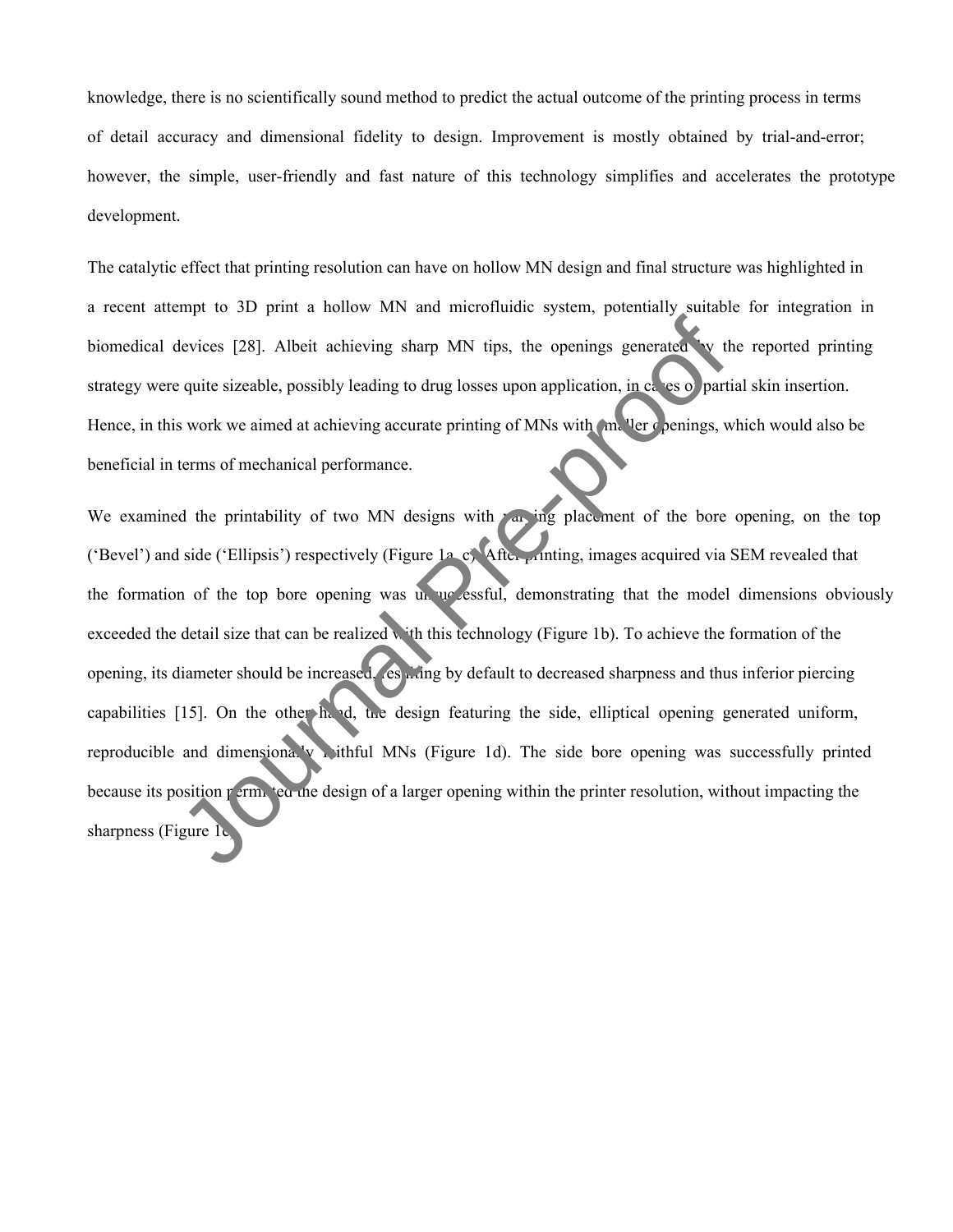knowledge, there is no scientifically sound method to predict the actual outcome of the printing process in terms of detail accuracy and dimensional fidelity to design. Improvement is mostly obtained by trial-and-error; however, the simple, user-friendly and fast nature of this technology simplifies and accelerates the prototype development.

The catalytic effect that printing resolution can have on hollow MN design and final structure was highlighted in a recent attempt to 3D print a hollow MN and microfluidic system, potentially suitable for integration in biomedical devices [28]. Albeit achieving sharp MN tips, the openings generated by the reported printing strategy were quite sizeable, possibly leading to drug losses upon application, in cases of partial skin insertion. Hence, in this work we aimed at achieving accurate printing of MNs with smaller openings, which would also be beneficial in terms of mechanical performance.

We examined the printability of two MN designs with varying placement of the bore opening, on the top ('Bevel') and side ('Ellipsis') respectively (Figure 1a, c). After printing, images acquired via SEM revealed that the formation of the top bore opening was unsuccessful, demonstrating that the model dimensions obviously exceeded the detail size that can be realized with this technology (Figure 1b). To achieve the formation of the opening, its diameter should be increased, resulting by default to decreased sharpness and thus inferior piercing capabilities [15]. On the other hand, the design featuring the side, elliptical opening generated uniform, reproducible and dimensionally faithful MNs (Figure 1d). The side bore opening was successfully printed because its position permitted the design of a larger opening within the printer resolution, without impacting the sharpness (Figure 1c).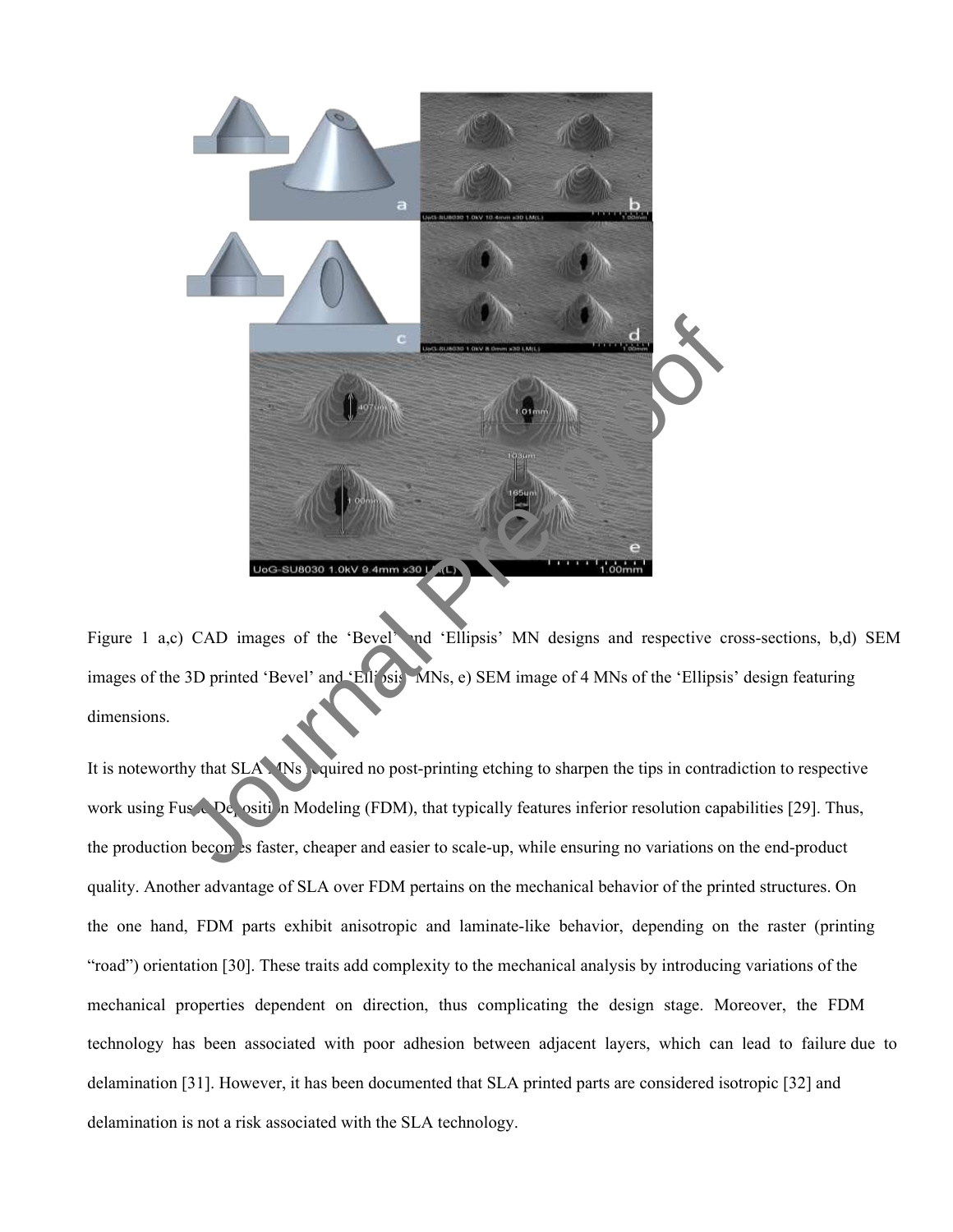Figure 1 a,c) CAD images of the 'Bevel' and 'Ellipsis' MN designs and respective cross-sections, b,d) SEM images of the 3D printed 'Bevel' and 'Ellipsis' MNs, e) SEM image of 4 MNs of the 'Ellipsis' design featuring dimensions.

It is noteworthy that SLA MNs required no post-printing etching to sharpen the tips in contradiction to respective work using Fused Deposition Modeling (FDM), that typically features inferior resolution capabilities [29]. Thus, the production becomes faster, cheaper and easier to scale-up, while ensuring no variations on the end-product quality. Another advantage of SLA over FDM pertains on the mechanical behavior of the printed structures. On the one hand, FDM parts exhibit anisotropic and laminate-like behavior, depending on the raster (printing "road") orientation [30]. These traits add complexity to the mechanical analysis by introducing variations of the mechanical properties dependent on direction, thus complicating the design stage. Moreover, the FDM technology has been associated with poor adhesion between adjacent layers, which can lead to failure due to delamination [31]. However, it has been documented that SLA printed parts are considered isotropic [32] and delamination is not a risk associated with the SLA technology.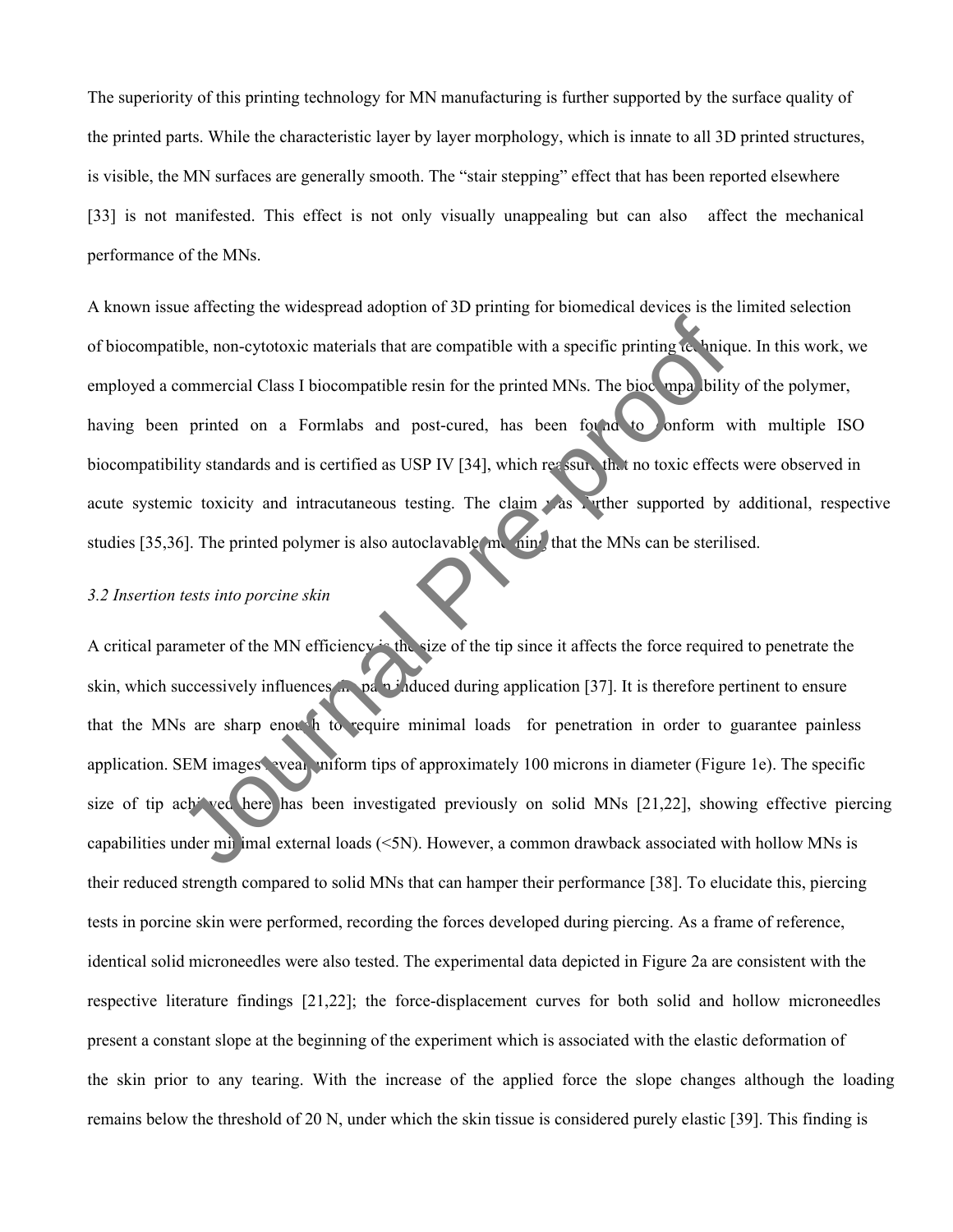The superiority of this printing technology for MN manufacturing is further supported by the surface quality of the printed parts. While the characteristic layer by layer morphology, which is innate to all 3D printed structures, is visible, the MN surfaces are generally smooth. The "stair stepping" effect that has been reported elsewhere [33] is not manifested. This effect is not only visually unappealing but can also affect the mechanical performance of the MNs.

A known issue affecting the widespread adoption of 3D printing for biomedical devices is the limited selection of biocompatible, non-cytotoxic materials that are compatible with a specific printing technique. In this work, we employed a commercial Class I biocompatible resin for the printed MNs. The biocompatibility of the polymer, having been printed on a Formlabs and post-cured, has been found to conform with multiple ISO biocompatibility standards and is certified as USP IV [34], which reassures that no toxic effects were observed in acute systemic toxicity and intracutaneous testing. The claim was further supported by additional, respective studies [35,36]. The printed polymer is also autoclavable, meaning that the MNs can be sterilised.

*3.2 Insertion tests into porcine skin*

A critical parameter of the MN efficiency is the size of the tip since it affects the force required to penetrate the skin, which successively influences the pain induced during application [37]. It is therefore pertinent to ensure that the MNs are sharp enough to require minimal loads for penetration in order to guarantee painless application. SEM images reveal uniform tips of approximately 100 microns in diameter (Figure 1e). The specific size of tip achieved here has been investigated previously on solid MNs [21,22], showing effective piercing capabilities under minimal external loads (<5N). However, a common drawback associated with hollow MNs is their reduced strength compared to solid MNs that can hamper their performance [38]. To elucidate this, piercing tests in porcine skin were performed, recording the forces developed during piercing. As a frame of reference, identical solid microneedles were also tested. The experimental data depicted in Figure 2a are consistent with the respective literature findings [21,22]; the force-displacement curves for both solid and hollow microneedles present a constant slope at the beginning of the experiment which is associated with the elastic deformation of the skin prior to any tearing. With the increase of the applied force the slope changes although the loading remains below the threshold of 20 N, under which the skin tissue is considered purely elastic [39]. This finding is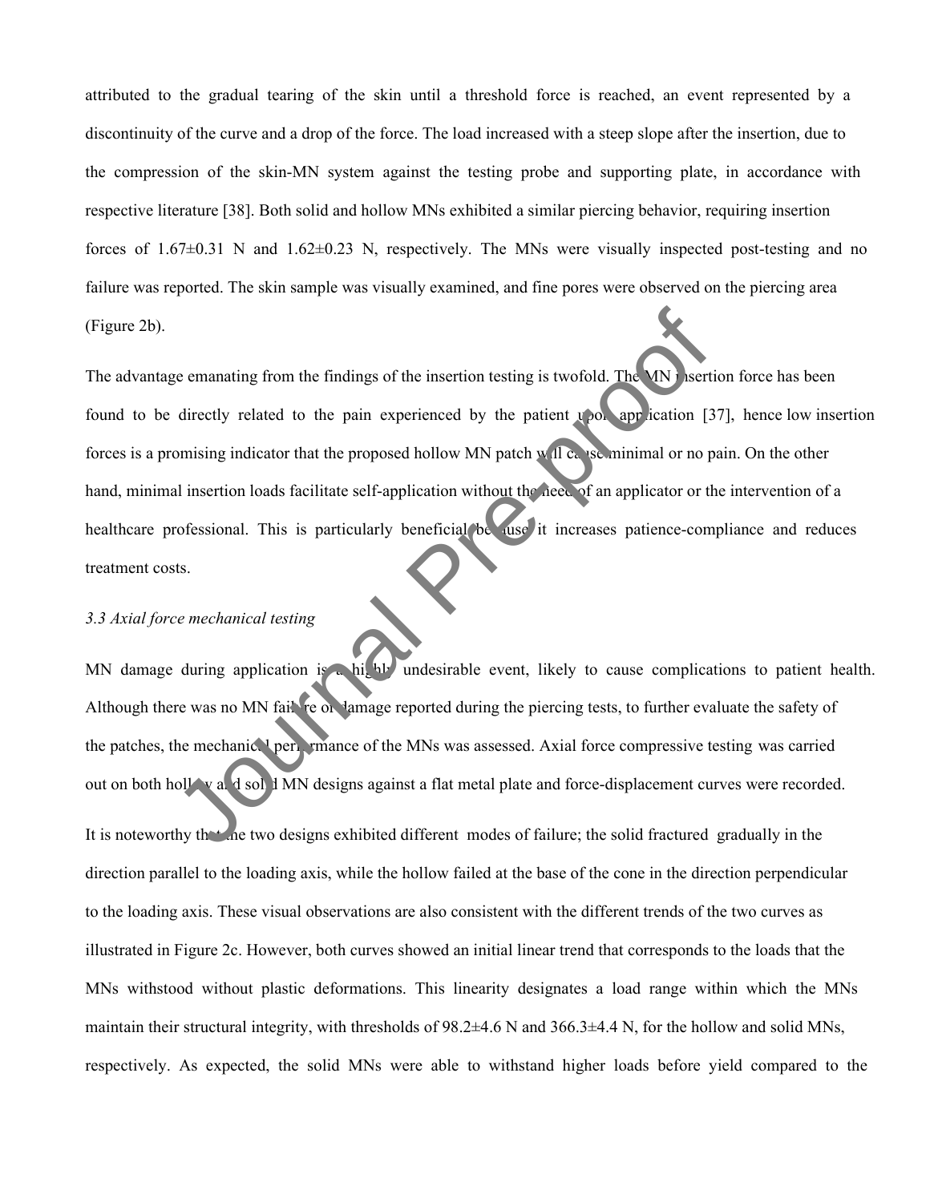attributed to the gradual tearing of the skin until a threshold force is reached, an event represented by a discontinuity of the curve and a drop of the force. The load increased with a steep slope after the insertion, due to the compression of the skin-MN system against the testing probe and supporting plate, in accordance with respective literature [38]. Both solid and hollow MNs exhibited a similar piercing behavior, requiring insertion forces of 1.67±0.31 N and 1.62±0.23 N, respectively. The MNs were visually inspected post-testing and no failure was reported. The skin sample was visually examined, and fine pores were observed on the piercing area (Figure 2b).

The advantage emanating from the findings of the insertion testing is twofold. The MN insertion force has been found to be directly related to the pain experienced by the patient upon application [37], hence low insertion forces is a promising indicator that the proposed hollow MN patch will cause minimal or no pain. On the other hand, minimal insertion loads facilitate self-application without the need of an applicator or the intervention of a healthcare professional. This is particularly beneficial because it increases patience-compliance and reduces treatment costs.

*3.3 Axial force mechanical testing*

MN damage during application is a highly undesirable event, likely to cause complications to patient health. Although there was no MN failure or damage reported during the piercing tests, to further evaluate the safety of the patches, the mechanical performance of the MNs was assessed. Axial force compressive testing was carried out on both hollow and solid MN designs against a flat metal plate and force-displacement curves were recorded.

It is noteworthy that the two designs exhibited different modes of failure; the solid fractured gradually in the direction parallel to the loading axis, while the hollow failed at the base of the cone in the direction perpendicular to the loading axis. These visual observations are also consistent with the different trends of the two curves as illustrated in Figure 2c. However, both curves showed an initial linear trend that corresponds to the loads that the MNs withstood without plastic deformations. This linearity designates a load range within which the MNs maintain their structural integrity, with thresholds of 98.2±4.6 N and 366.3±4.4 N, for the hollow and solid MNs, respectively. As expected, the solid MNs were able to withstand higher loads before yield compared to the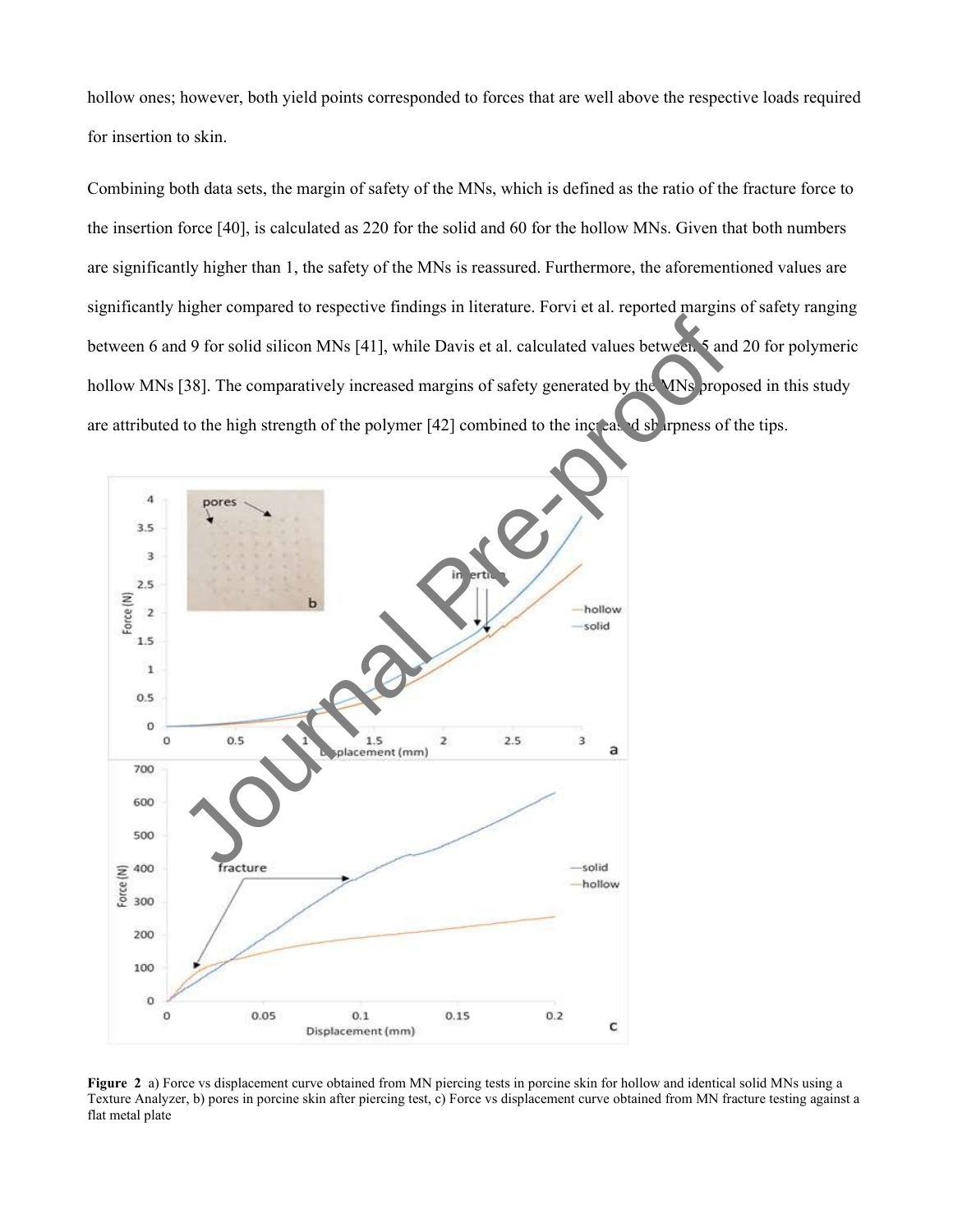hollow ones; however, both yield points corresponded to forces that are well above the respective loads required for insertion to skin.

Combining both data sets, the margin of safety of the MNs, which is defined as the ratio of the fracture force to the insertion force [40], is calculated as 220 for the solid and 60 for the hollow MNs. Given that both numbers are significantly higher than 1, the safety of the MNs is reassured. Furthermore, the aforementioned values are significantly higher compared to respective findings in literature. Forvi et al. reported margins of safety ranging between 6 and 9 for solid silicon MNs [41], while Davis et al. calculated values between 5 and 20 for polymeric hollow MNs [38]. The comparatively increased margins of safety generated by the MNs proposed in this study are attributed to the high strength of the polymer [42] combined to the increased sharpness of the tips.

**Figure 2** a) Force vs displacement curve obtained from MN piercing tests in porcine skin for hollow and identical solid MNs using a Texture Analyzer, b) pores in porcine skin after piercing test, c) Force vs displacement curve obtained from MN fracture testing against a flat metal plate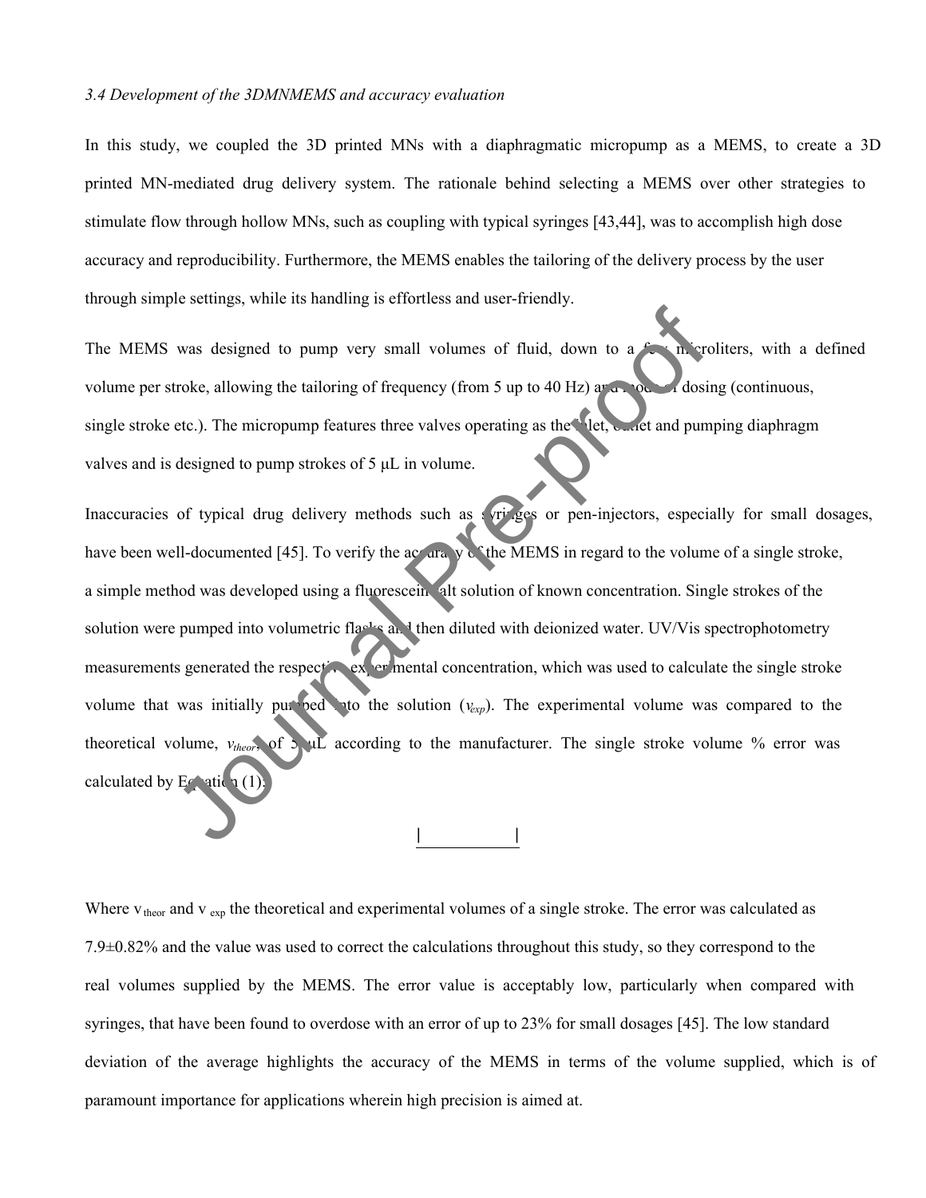*3.4 Development of the 3DMNMEMS and accuracy evaluation*

In this study, we coupled the 3D printed MNs with a diaphragmatic micropump as a MEMS, to create a 3D printed MN-mediated drug delivery system. The rationale behind selecting a MEMS over other strategies to stimulate flow through hollow MNs, such as coupling with typical syringes [43,44], was to accomplish high dose accuracy and reproducibility. Furthermore, the MEMS enables the tailoring of the delivery process by the user through simple settings, while its handling is effortless and user-friendly.

The MEMS was designed to pump very small volumes of fluid, down to a few microliters, with a defined volume per stroke, allowing the tailoring of frequency (from 5 up to 40 Hz) and mode of dosing (continuous, single stroke etc.). The micropump features three valves operating as the inlet, outlet and pumping diaphragm valves and is designed to pump strokes of 5 μL in volume.

Inaccuracies of typical drug delivery methods such as syringes or pen-injectors, especially for small dosages, have been well-documented [45]. To verify the accuracy of the MEMS in regard to the volume of a single stroke, a simple method was developed using a fluorescein salt solution of known concentration. Single strokes of the solution were pumped into volumetric flasks and then diluted with deionized water. UV/Vis spectrophotometry measurements generated the respective experimental concentration, which was used to calculate the single stroke volume that was initially pumped into the solution ($v_{exp}$). The experimental volume was compared to the theoretical volume, $v_{theor}$, of 5 μL according to the manufacturer. The single stroke volume % error was calculated by Equation (1):

$$\frac{\left|\qquad\right|}{\qquad}$$

Where $v_{theor}$ and $v_{exp}$ the theoretical and experimental volumes of a single stroke. The error was calculated as 7.9±0.82% and the value was used to correct the calculations throughout this study, so they correspond to the real volumes supplied by the MEMS. The error value is acceptably low, particularly when compared with syringes, that have been found to overdose with an error of up to 23% for small dosages [45]. The low standard deviation of the average highlights the accuracy of the MEMS in terms of the volume supplied, which is of paramount importance for applications wherein high precision is aimed at.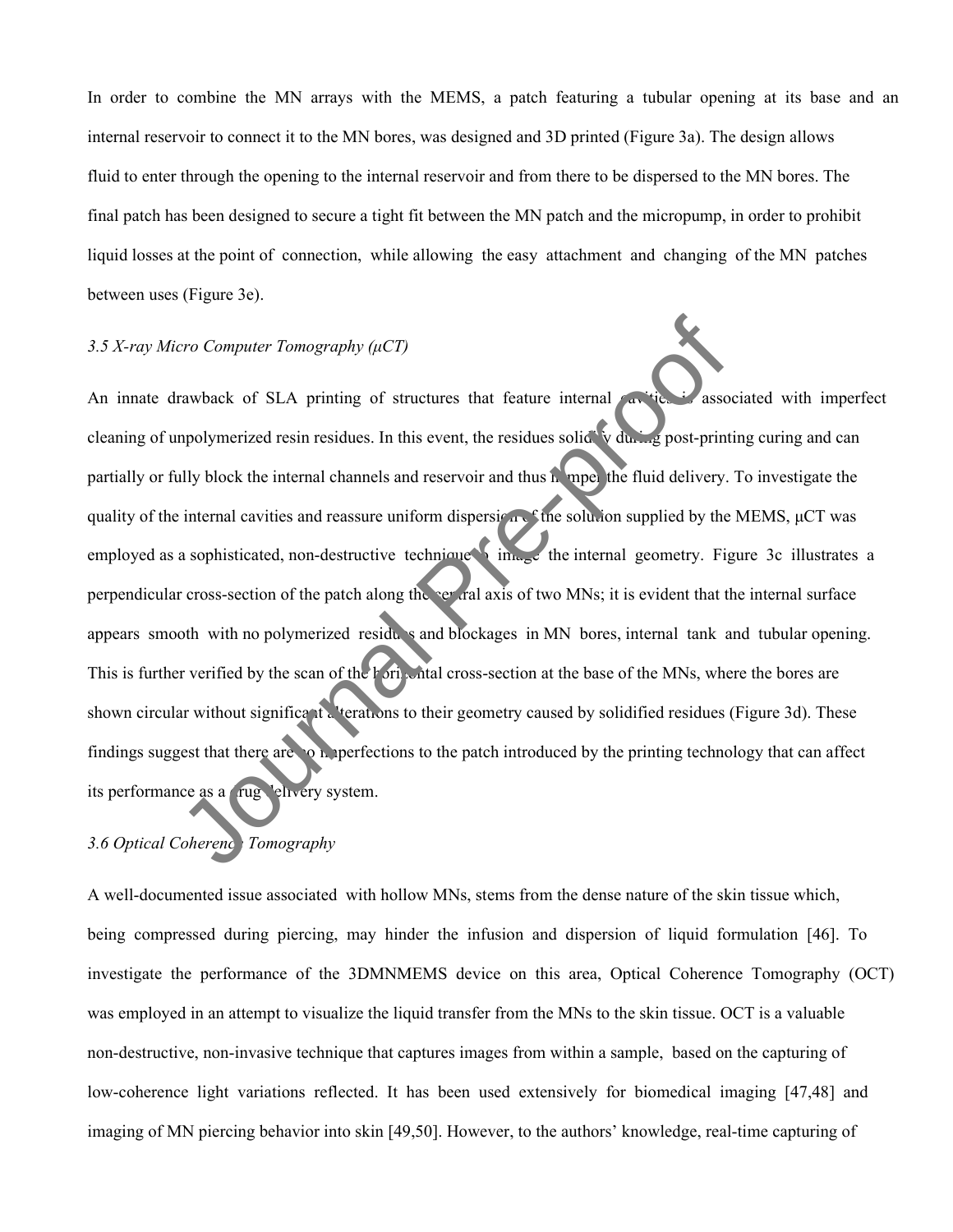In order to combine the MN arrays with the MEMS, a patch featuring a tubular opening at its base and an internal reservoir to connect it to the MN bores, was designed and 3D printed (Figure 3a). The design allows fluid to enter through the opening to the internal reservoir and from there to be dispersed to the MN bores. The final patch has been designed to secure a tight fit between the MN patch and the micropump, in order to prohibit liquid losses at the point of connection, while allowing the easy attachment and changing of the MN patches between uses (Figure 3e).

### *3.5 X-ray Micro Computer Tomography (μCT)*

An innate drawback of SLA printing of structures that feature internal cavities is associated with imperfect cleaning of unpolymerized resin residues. In this event, the residues solidify during post-printing curing and can partially or fully block the internal channels and reservoir and thus hamper the fluid delivery. To investigate the quality of the internal cavities and reassure uniform dispersion of the solution supplied by the MEMS, μCT was employed as a sophisticated, non-destructive technique to image the internal geometry. Figure 3c illustrates a perpendicular cross-section of the patch along the central axis of two MNs; it is evident that the internal surface appears smooth with no polymerized residues and blockages in MN bores, internal tank and tubular opening. This is further verified by the scan of the horizontal cross-section at the base of the MNs, where the bores are shown circular without significant alterations to their geometry caused by solidified residues (Figure 3d). These findings suggest that there are no imperfections to the patch introduced by the printing technology that can affect its performance as a drug delivery system.

### *3.6 Optical Coherence Tomography*

A well-documented issue associated with hollow MNs, stems from the dense nature of the skin tissue which, being compressed during piercing, may hinder the infusion and dispersion of liquid formulation [46]. To investigate the performance of the 3DMNMEMS device on this area, Optical Coherence Tomography (OCT) was employed in an attempt to visualize the liquid transfer from the MNs to the skin tissue. OCT is a valuable non-destructive, non-invasive technique that captures images from within a sample, based on the capturing of low-coherence light variations reflected. It has been used extensively for biomedical imaging [47,48] and imaging of MN piercing behavior into skin [49,50]. However, to the authors' knowledge, real-time capturing of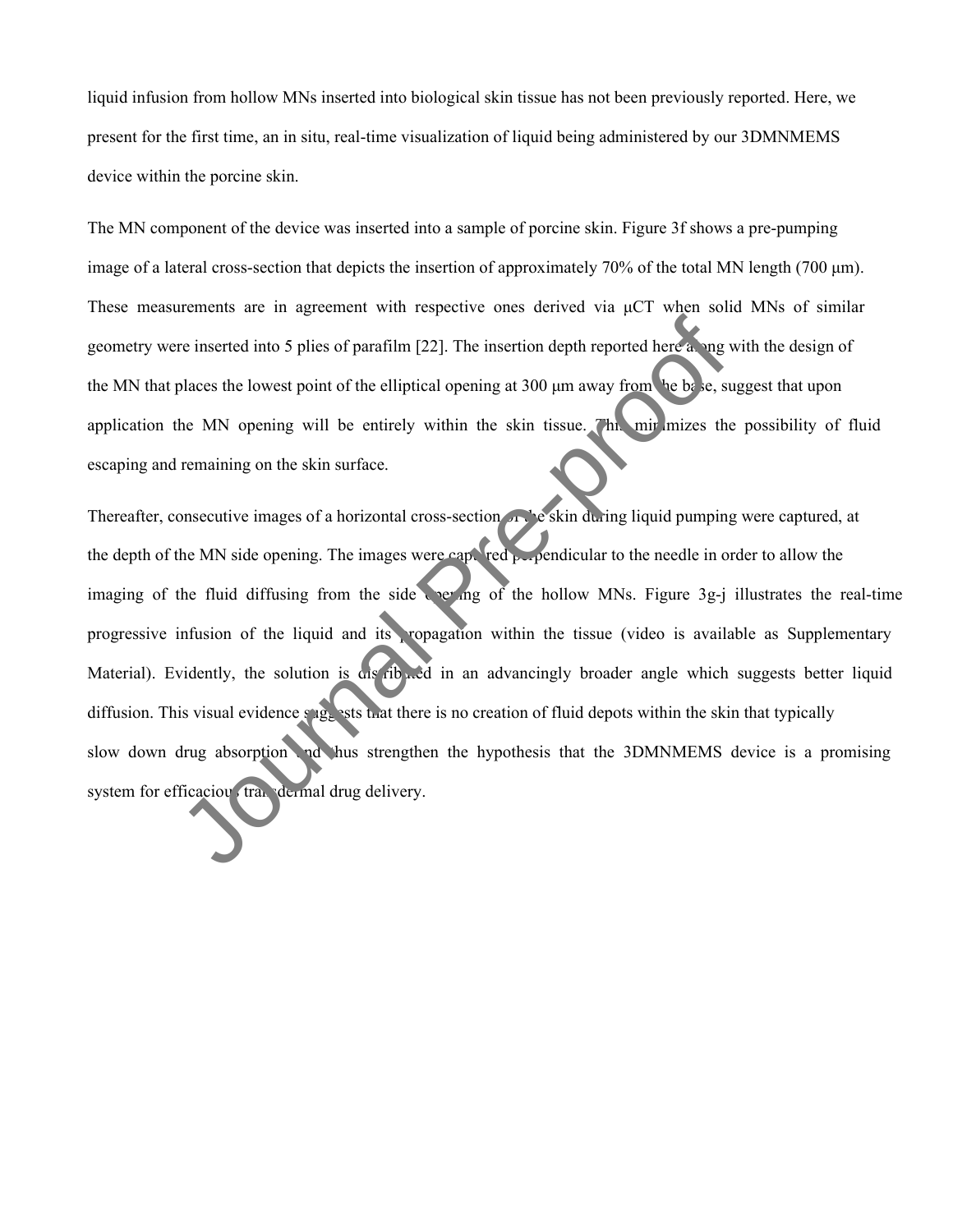liquid infusion from hollow MNs inserted into biological skin tissue has not been previously reported. Here, we present for the first time, an in situ, real-time visualization of liquid being administered by our 3DMNMEMS device within the porcine skin.

The MN component of the device was inserted into a sample of porcine skin. Figure 3f shows a pre-pumping image of a lateral cross-section that depicts the insertion of approximately 70% of the total MN length (700 μm). These measurements are in agreement with respective ones derived via μCT when solid MNs of similar geometry were inserted into 5 plies of parafilm [22]. The insertion depth reported here along with the design of the MN that places the lowest point of the elliptical opening at 300 μm away from the base, suggest that upon application the MN opening will be entirely within the skin tissue. This minimizes the possibility of fluid escaping and remaining on the skin surface.

Thereafter, consecutive images of a horizontal cross-section of the skin during liquid pumping were captured, at the depth of the MN side opening. The images were captured perpendicular to the needle in order to allow the imaging of the fluid diffusing from the side opening of the hollow MNs. Figure 3g-j illustrates the real-time progressive infusion of the liquid and its propagation within the tissue (video is available as Supplementary Material). Evidently, the solution is distributed in an advancingly broader angle which suggests better liquid diffusion. This visual evidence suggests that there is no creation of fluid depots within the skin that typically slow down drug absorption and thus strengthen the hypothesis that the 3DMNMEMS device is a promising system for efficacious transdermal drug delivery.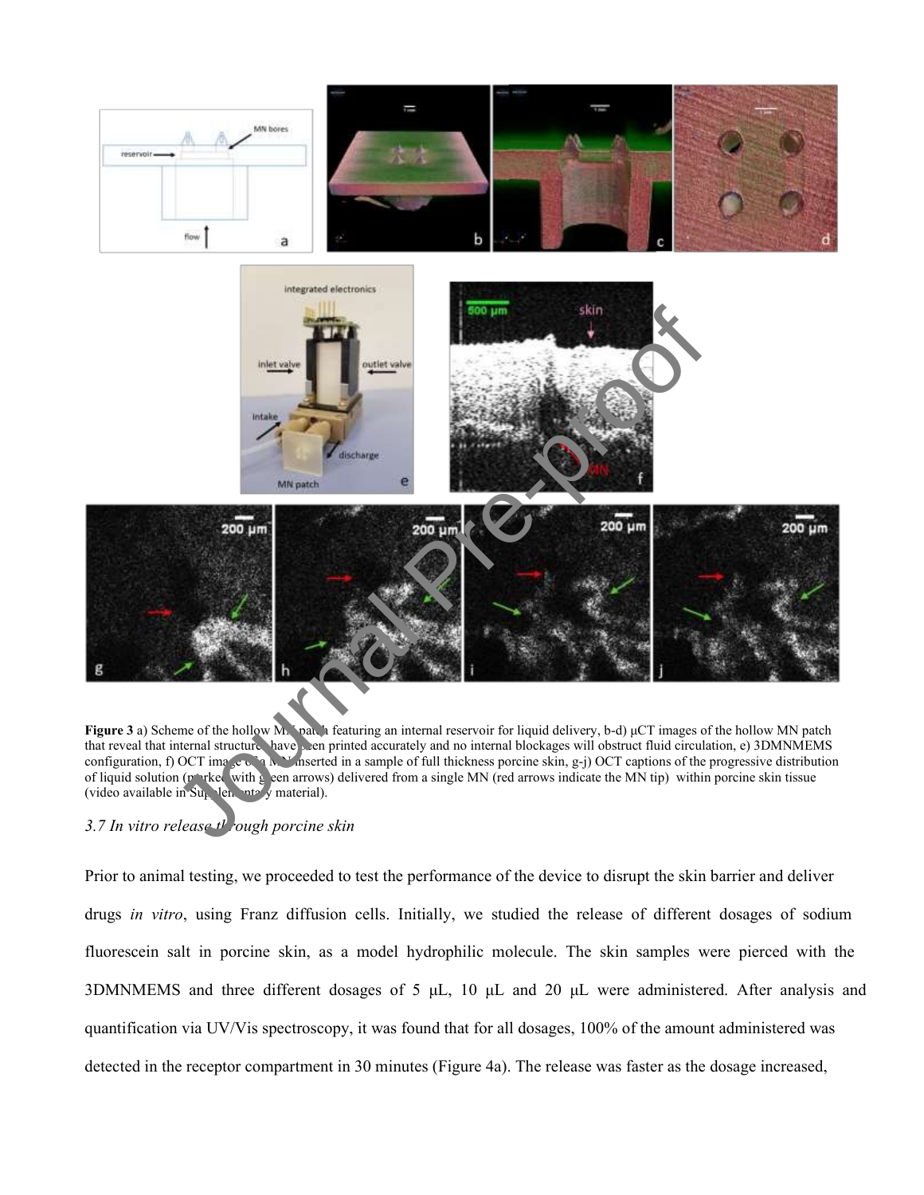**Figure 3** a) Scheme of the hollow MN patch featuring an internal reservoir for liquid delivery, b-d) μCT images of the hollow MN patch that reveal that internal structures have been printed accurately and no internal blockages will obstruct fluid circulation, e) 3DMNMEMS configuration, f) OCT image of MN inserted in a sample of full thickness porcine skin, g-j) OCT captions of the progressive distribution of liquid solution (marked with green arrows) delivered from a single MN (red arrows indicate the MN tip) within porcine skin tissue (video available in Supplementary material).

### *3.7 In vitro release through porcine skin*

Prior to animal testing, we proceeded to test the performance of the device to disrupt the skin barrier and deliver drugs *in vitro*, using Franz diffusion cells. Initially, we studied the release of different dosages of sodium fluorescein salt in porcine skin, as a model hydrophilic molecule. The skin samples were pierced with the 3DMNMEMS and three different dosages of 5 μL, 10 μL and 20 μL were administered. After analysis and quantification via UV/Vis spectroscopy, it was found that for all dosages, 100% of the amount administered was detected in the receptor compartment in 30 minutes (Figure 4a). The release was faster as the dosage increased,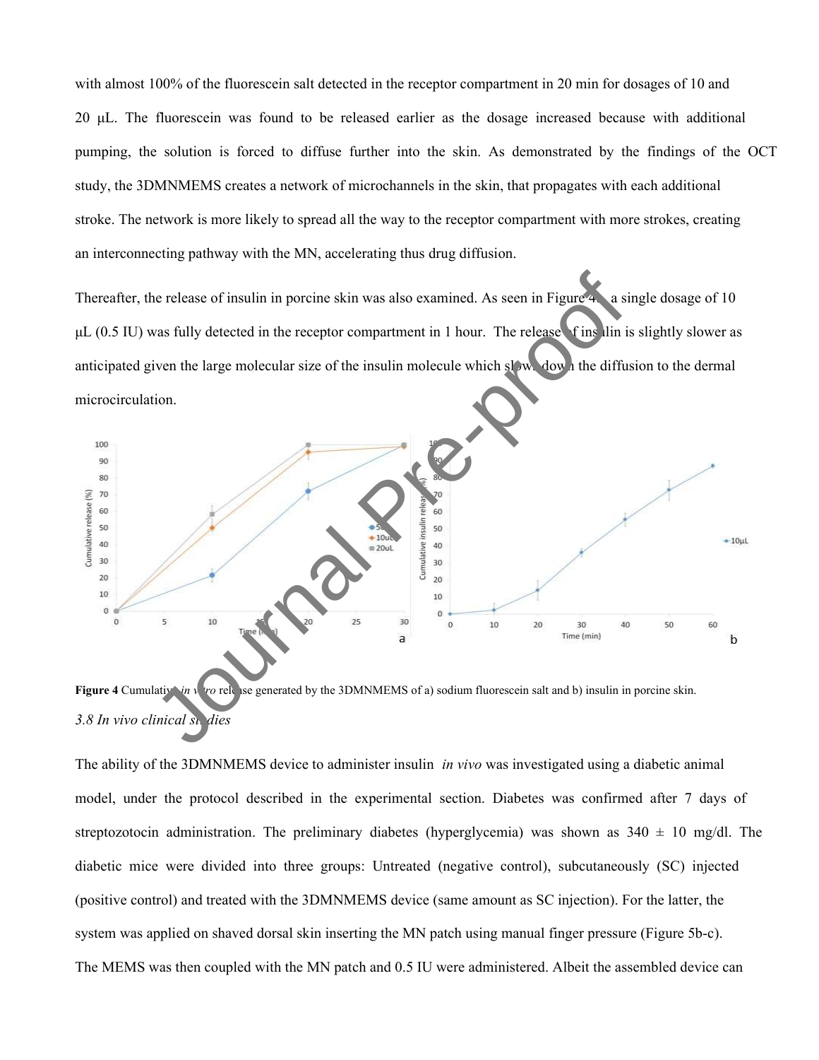with almost 100% of the fluorescein salt detected in the receptor compartment in 20 min for dosages of 10 and 20 μL. The fluorescein was found to be released earlier as the dosage increased because with additional pumping, the solution is forced to diffuse further into the skin. As demonstrated by the findings of the OCT study, the 3DMNMEMS creates a network of microchannels in the skin, that propagates with each additional stroke. The network is more likely to spread all the way to the receptor compartment with more strokes, creating an interconnecting pathway with the MN, accelerating thus drug diffusion.

Thereafter, the release of insulin in porcine skin was also examined. As seen in Figure 4b a single dosage of 10 μL (0.5 IU) was fully detected in the receptor compartment in 1 hour. The release of insulin is slightly slower as anticipated given the large molecular size of the insulin molecule which slows down the diffusion to the dermal microcirculation.

**Figure 4** Cumulative *in vitro* release generated by the 3DMNMEMS of a) sodium fluorescein salt and b) insulin in porcine skin.

*3.8 In vivo clinical studies*

The ability of the 3DMNMEMS device to administer insulin *in vivo* was investigated using a diabetic animal model, under the protocol described in the experimental section. Diabetes was confirmed after 7 days of streptozotocin administration. The preliminary diabetes (hyperglycemia) was shown as 340 ± 10 mg/dl. The diabetic mice were divided into three groups: Untreated (negative control), subcutaneously (SC) injected (positive control) and treated with the 3DMNMEMS device (same amount as SC injection). For the latter, the system was applied on shaved dorsal skin inserting the MN patch using manual finger pressure (Figure 5b-c). The MEMS was then coupled with the MN patch and 0.5 IU were administered. Albeit the assembled device can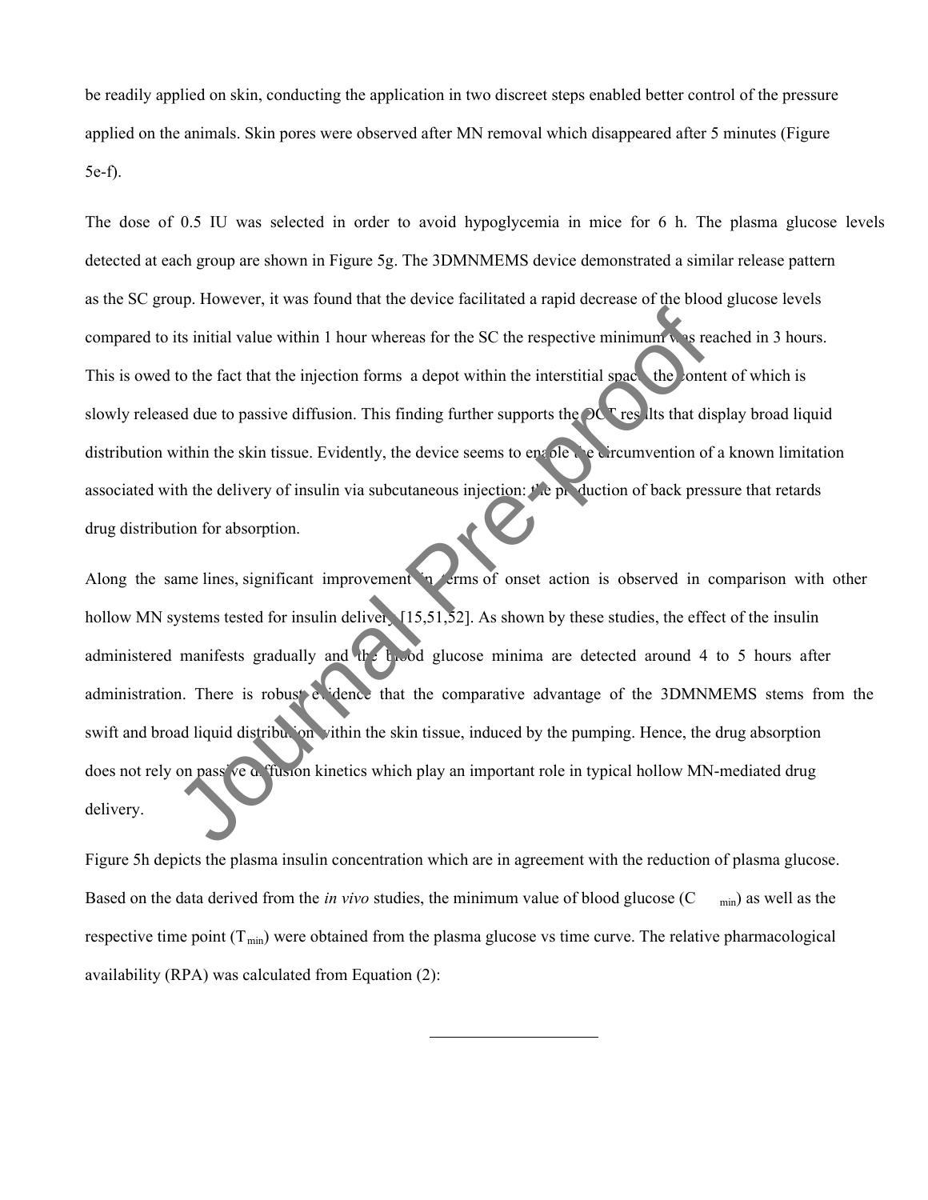be readily applied on skin, conducting the application in two discreet steps enabled better control of the pressure applied on the animals. Skin pores were observed after MN removal which disappeared after 5 minutes (Figure 5e-f).

The dose of 0.5 IU was selected in order to avoid hypoglycemia in mice for 6 h. The plasma glucose levels detected at each group are shown in Figure 5g. The 3DMNMEMS device demonstrated a similar release pattern as the SC group. However, it was found that the device facilitated a rapid decrease of the blood glucose levels compared to its initial value within 1 hour whereas for the SC the respective minimum was reached in 3 hours. This is owed to the fact that the injection forms a depot within the interstitial space the content of which is slowly released due to passive diffusion. This finding further supports the OCT results that display broad liquid distribution within the skin tissue. Evidently, the device seems to enable the circumvention of a known limitation associated with the delivery of insulin via subcutaneous injection: the production of back pressure that retards drug distribution for absorption.

Along the same lines, significant improvement in terms of onset action is observed in comparison with other hollow MN systems tested for insulin delivery [15,51,52]. As shown by these studies, the effect of the insulin administered manifests gradually and the blood glucose minima are detected around 4 to 5 hours after administration. There is robust evidence that the comparative advantage of the 3DMNMEMS stems from the swift and broad liquid distribution within the skin tissue, induced by the pumping. Hence, the drug absorption does not rely on passive diffusion kinetics which play an important role in typical hollow MN-mediated drug delivery.

Figure 5h depicts the plasma insulin concentration which are in agreement with the reduction of plasma glucose. Based on the data derived from the *in vivo* studies, the minimum value of blood glucose ($C_{min}$) as well as the respective time point ($T_{min}$) were obtained from the plasma glucose vs time curve. The relative pharmacological availability (RPA) was calculated from Equation (2):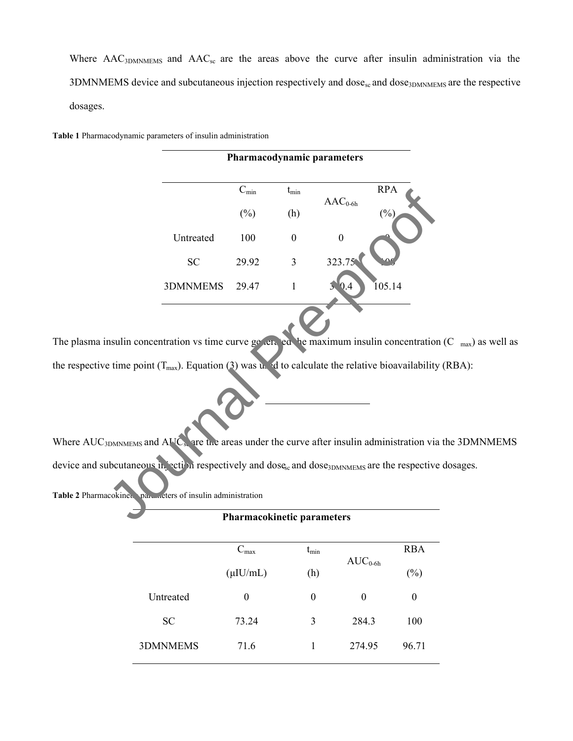Where $AAC_{3DMNMEMS}$ and $AAC_{sc}$ are the areas above the curve after insulin administration via the 3DMNMEMS device and subcutaneous injection respectively and $dose_{sc}$ and $dose_{3DMNMEMS}$ are the respective dosages.

**Table 1** Pharmacodynamic parameters of insulin administration

| Pharmacodynamic parameters | | | | |
|---|---|---|---|---|
| | $C_{min}$ (%) | $t_{min}$ (h) | $AAC_{0\text{-}6h}$ | RPA (%) |
| Untreated | 100 | 0 | 0 | 0 |
| SC | 29.92 | 3 | 323.75 | 100 |
| 3DMNMEMS | 29.47 | 1 | 3 0.4 | 105.14 |

The plasma insulin concentration vs time curve generated the maximum insulin concentration ($C_{max}$) as well as the respective time point ($T_{max}$). Equation (3) was used to calculate the relative bioavailability (RBA):

Where $AUC_{3DMNMEMS}$ and $AUC_{sc}$ are the areas under the curve after insulin administration via the 3DMNMEMS device and subcutaneous injection respectively and $dose_{sc}$ and $dose_{3DMNMEMS}$ are the respective dosages.

**Table 2** Pharmacokinetic parameters of insulin administration

| Pharmacokinetic parameters | | | | |
|---|---|---|---|---|
| | $C_{max}$ (μIU/mL) | $t_{min}$ (h) | $AUC_{0\text{-}6h}$ | RBA (%) |
| Untreated | 0 | 0 | 0 | 0 |
| SC | 73.24 | 3 | 284.3 | 100 |
| 3DMNMEMS | 71.6 | 1 | 274.95 | 96.71 |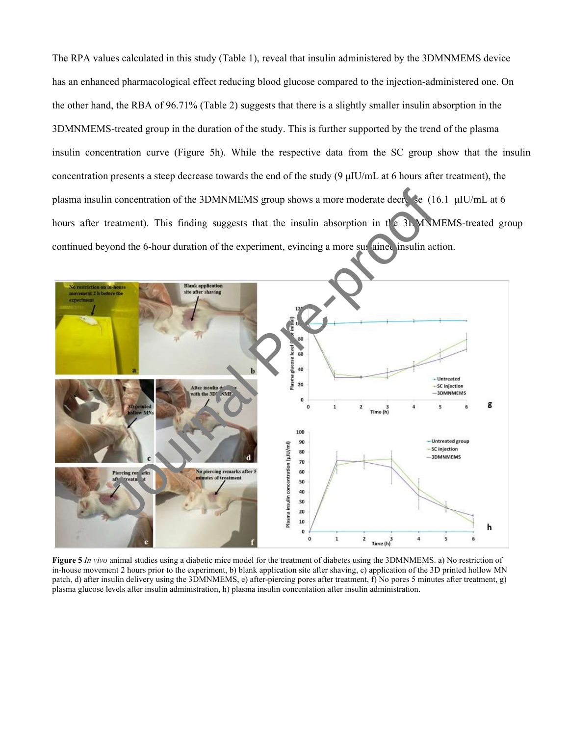The RPA values calculated in this study (Table 1), reveal that insulin administered by the 3DMNMEMS device has an enhanced pharmacological effect reducing blood glucose compared to the injection-administered one. On the other hand, the RBA of 96.71% (Table 2) suggests that there is a slightly smaller insulin absorption in the 3DMNMEMS-treated group in the duration of the study. This is further supported by the trend of the plasma insulin concentration curve (Figure 5h). While the respective data from the SC group show that the insulin concentration presents a steep decrease towards the end of the study (9 μIU/mL at 6 hours after treatment), the plasma insulin concentration of the 3DMNMEMS group shows a more moderate decrease (16.1 μIU/mL at 6 hours after treatment). This finding suggests that the insulin absorption in the 3DMNMEMS-treated group continued beyond the 6-hour duration of the experiment, evincing a more sustained insulin action.

**Figure 5** *In vivo* animal studies using a diabetic mice model for the treatment of diabetes using the 3DMNMEMS. a) No restriction of in-house movement 2 hours prior to the experiment, b) blank application site after shaving, c) application of the 3D printed hollow MN patch, d) after insulin delivery using the 3DMNMEMS, e) after-piercing pores after treatment, f) No pores 5 minutes after treatment, g) plasma glucose levels after insulin administration, h) plasma insulin concentation after insulin administration.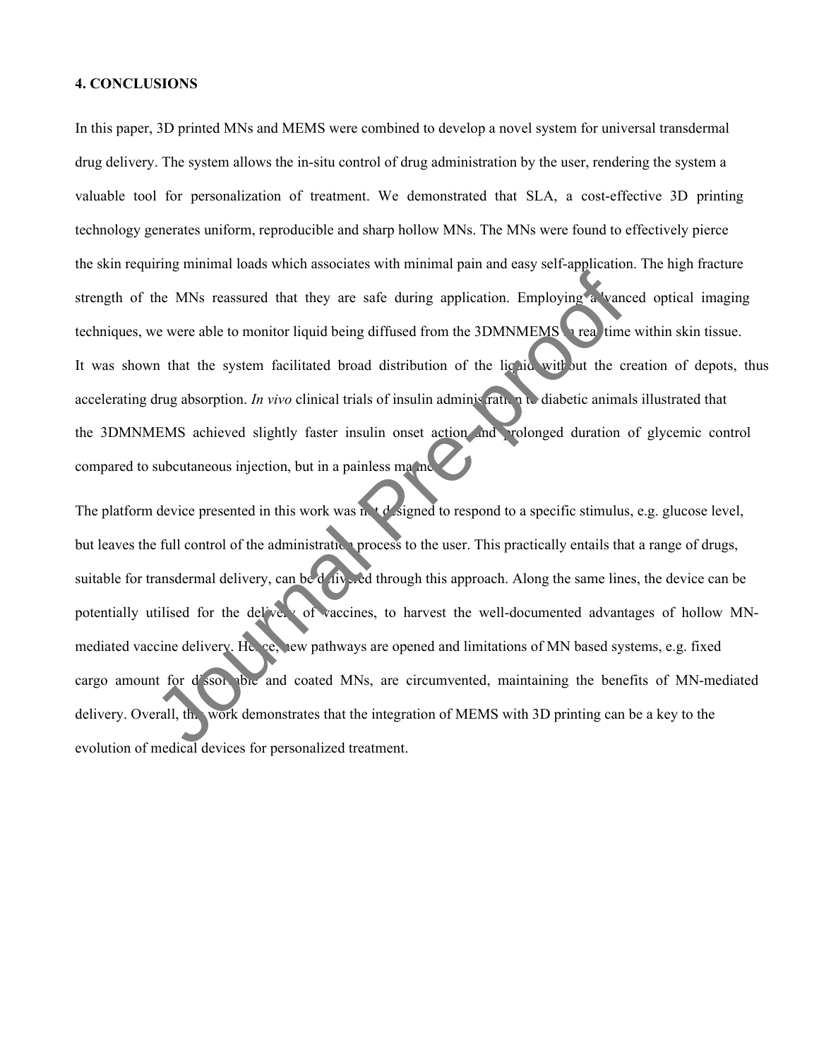## 4. CONCLUSIONS

In this paper, 3D printed MNs and MEMS were combined to develop a novel system for universal transdermal drug delivery. The system allows the in-situ control of drug administration by the user, rendering the system a valuable tool for personalization of treatment. We demonstrated that SLA, a cost-effective 3D printing technology generates uniform, reproducible and sharp hollow MNs. The MNs were found to effectively pierce the skin requiring minimal loads which associates with minimal pain and easy self-application. The high fracture strength of the MNs reassured that they are safe during application. Employing advanced optical imaging techniques, we were able to monitor liquid being diffused from the 3DMNMEMS in real time within skin tissue. It was shown that the system facilitated broad distribution of the liquid without the creation of depots, thus accelerating drug absorption. *In vivo* clinical trials of insulin administration to diabetic animals illustrated that the 3DMNMEMS achieved slightly faster insulin onset action and prolonged duration of glycemic control compared to subcutaneous injection, but in a painless manner.

The platform device presented in this work was not designed to respond to a specific stimulus, e.g. glucose level, but leaves the full control of the administration process to the user. This practically entails that a range of drugs, suitable for transdermal delivery, can be delivered through this approach. Along the same lines, the device can be potentially utilised for the delivery of vaccines, to harvest the well-documented advantages of hollow MN-mediated vaccine delivery. Hence, new pathways are opened and limitations of MN based systems, e.g. fixed cargo amount for dissolvable and coated MNs, are circumvented, maintaining the benefits of MN-mediated delivery. Overall, this work demonstrates that the integration of MEMS with 3D printing can be a key to the evolution of medical devices for personalized treatment.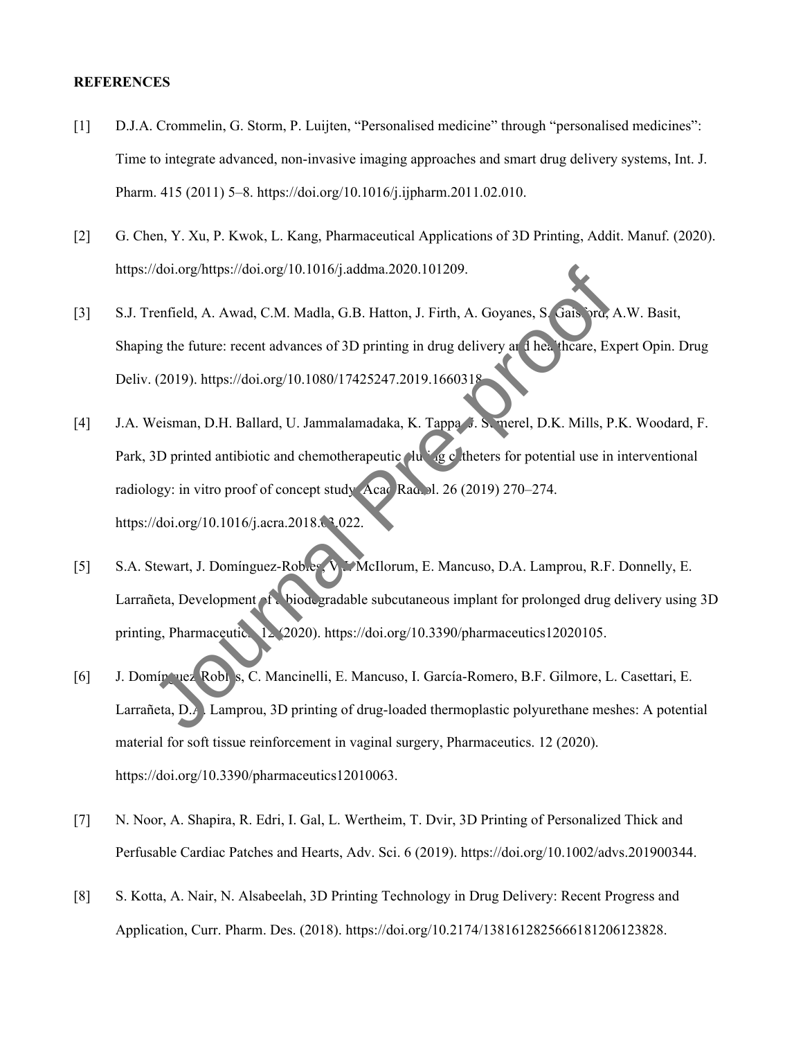**REFERENCES**

[1] D.J.A. Crommelin, G. Storm, P. Luijten, "Personalised medicine" through "personalised medicines": Time to integrate advanced, non-invasive imaging approaches and smart drug delivery systems, Int. J. Pharm. 415 (2011) 5–8. https://doi.org/10.1016/j.ijpharm.2011.02.010.

[2] G. Chen, Y. Xu, P. Kwok, L. Kang, Pharmaceutical Applications of 3D Printing, Addit. Manuf. (2020). https://doi.org/https://doi.org/10.1016/j.addma.2020.101209.

[3] S.J. Trenfield, A. Awad, C.M. Madla, G.B. Hatton, J. Firth, A. Goyanes, S. Gaisford, A.W. Basit, Shaping the future: recent advances of 3D printing in drug delivery and healthcare, Expert Opin. Drug Deliv. (2019). https://doi.org/10.1080/17425247.2019.1660318.

[4] J.A. Weisman, D.H. Ballard, U. Jammalamadaka, K. Tappa, J. Sumerel, D.K. Mills, P.K. Woodard, F. Park, 3D printed antibiotic and chemotherapeutic eluting catheters for potential use in interventional radiology: in vitro proof of concept study, Acad Radiol. 26 (2019) 270–274. https://doi.org/10.1016/j.acra.2018.03.022.

[5] S.A. Stewart, J. Domínguez-Robles, V.J. McIlorum, E. Mancuso, D.A. Lamprou, R.F. Donnelly, E. Larrañeta, Development of a biodegradable subcutaneous implant for prolonged drug delivery using 3D printing, Pharmaceutics. 12 (2020). https://doi.org/10.3390/pharmaceutics12020105.

[6] J. Domínguez-Robles, C. Mancinelli, E. Mancuso, I. García-Romero, B.F. Gilmore, L. Casettari, E. Larrañeta, D.A. Lamprou, 3D printing of drug-loaded thermoplastic polyurethane meshes: A potential material for soft tissue reinforcement in vaginal surgery, Pharmaceutics. 12 (2020). https://doi.org/10.3390/pharmaceutics12010063.

[7] N. Noor, A. Shapira, R. Edri, I. Gal, L. Wertheim, T. Dvir, 3D Printing of Personalized Thick and Perfusable Cardiac Patches and Hearts, Adv. Sci. 6 (2019). https://doi.org/10.1002/advs.201900344.

[8] S. Kotta, A. Nair, N. Alsabeelah, 3D Printing Technology in Drug Delivery: Recent Progress and Application, Curr. Pharm. Des. (2018). https://doi.org/10.2174/1381612825666181206123828.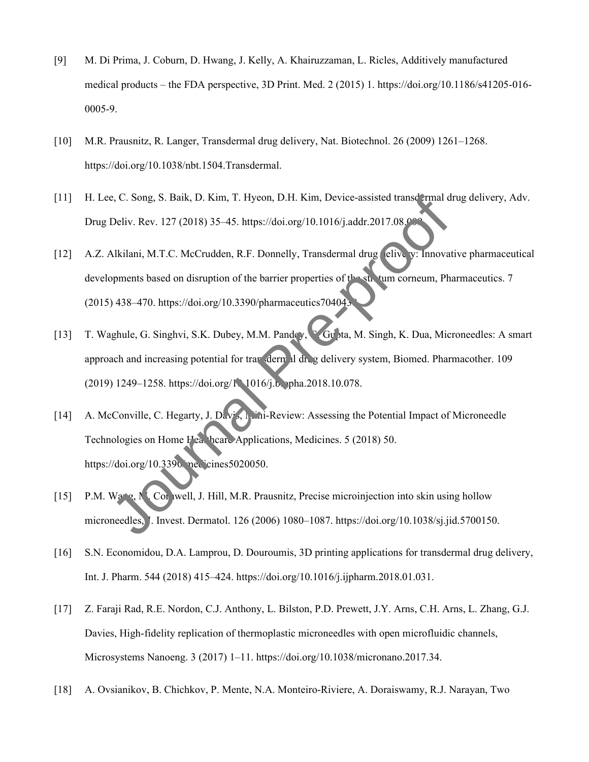[9] M. Di Prima, J. Coburn, D. Hwang, J. Kelly, A. Khairuzzaman, L. Ricles, Additively manufactured medical products – the FDA perspective, 3D Print. Med. 2 (2015) 1. https://doi.org/10.1186/s41205-016-0005-9.

[10] M.R. Prausnitz, R. Langer, Transdermal drug delivery, Nat. Biotechnol. 26 (2009) 1261–1268. https://doi.org/10.1038/nbt.1504.Transdermal.

[11] H. Lee, C. Song, S. Baik, D. Kim, T. Hyeon, D.H. Kim, Device-assisted transdermal drug delivery, Adv. Drug Deliv. Rev. 127 (2018) 35–45. https://doi.org/10.1016/j.addr.2017.08.009.

[12] A.Z. Alkilani, M.T.C. McCrudden, R.F. Donnelly, Transdermal drug delivery: Innovative pharmaceutical developments based on disruption of the barrier properties of the stratum corneum, Pharmaceutics. 7 (2015) 438–470. https://doi.org/10.3390/pharmaceutics7040438.

[13] T. Waghule, G. Singhvi, S.K. Dubey, M.M. Pandey, G. Gupta, M. Singh, K. Dua, Microneedles: A smart approach and increasing potential for transdermal drug delivery system, Biomed. Pharmacother. 109 (2019) 1249–1258. https://doi.org/10.1016/j.biopha.2018.10.078.

[14] A. McConville, C. Hegarty, J. Davis, Mini-Review: Assessing the Potential Impact of Microneedle Technologies on Home Healthcare Applications, Medicines. 5 (2018) 50. https://doi.org/10.3390/medicines5020050.

[15] P.M. Wang, M. Cornwell, J. Hill, M.R. Prausnitz, Precise microinjection into skin using hollow microneedles, J. Invest. Dermatol. 126 (2006) 1080–1087. https://doi.org/10.1038/sj.jid.5700150.

[16] S.N. Economidou, D.A. Lamprou, D. Douroumis, 3D printing applications for transdermal drug delivery, Int. J. Pharm. 544 (2018) 415–424. https://doi.org/10.1016/j.ijpharm.2018.01.031.

[17] Z. Faraji Rad, R.E. Nordon, C.J. Anthony, L. Bilston, P.D. Prewett, J.Y. Arns, C.H. Arns, L. Zhang, G.J. Davies, High-fidelity replication of thermoplastic microneedles with open microfluidic channels, Microsystems Nanoeng. 3 (2017) 1–11. https://doi.org/10.1038/micronano.2017.34.

[18] A. Ovsianikov, B. Chichkov, P. Mente, N.A. Monteiro-Riviere, A. Doraiswamy, R.J. Narayan, Two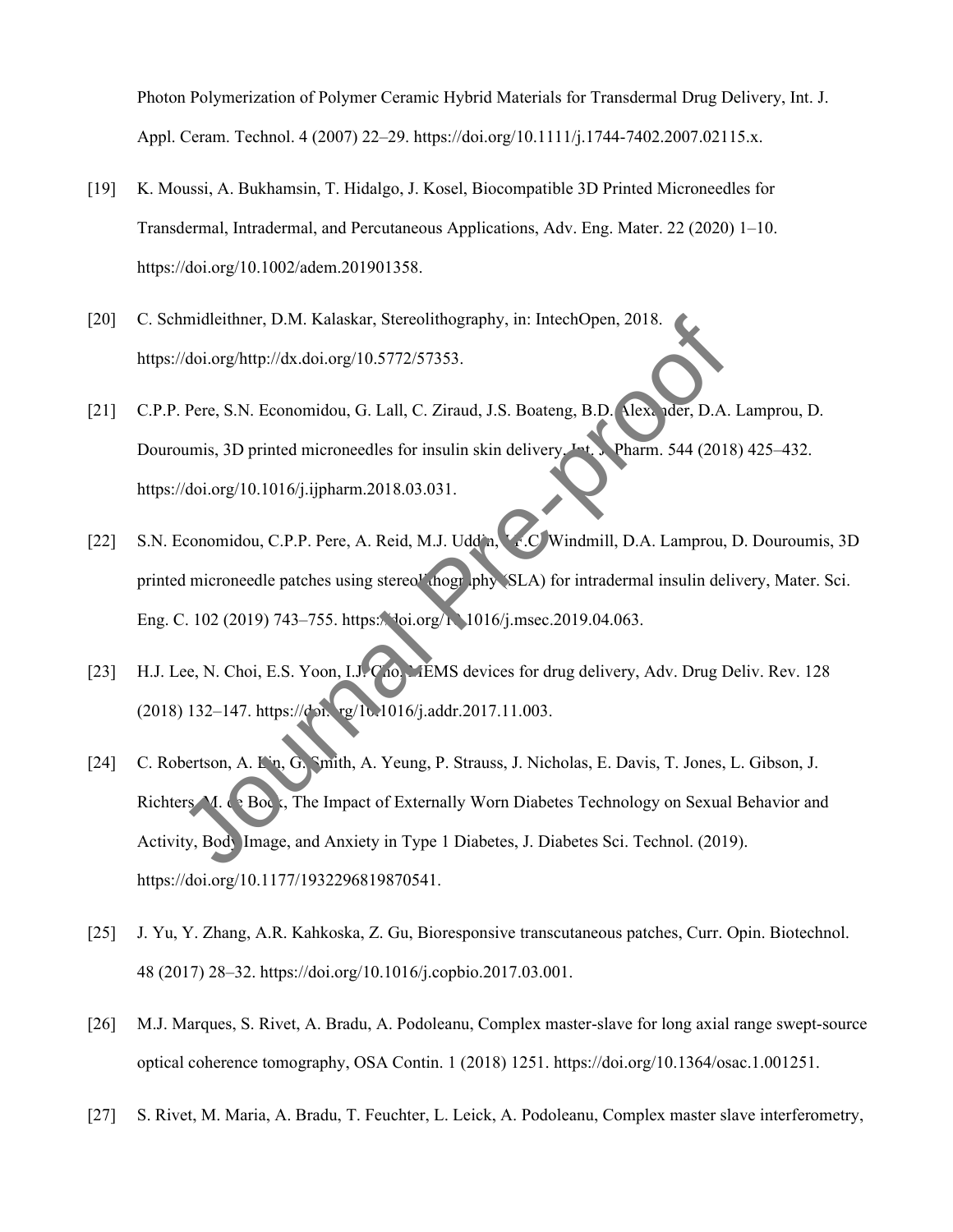Photon Polymerization of Polymer Ceramic Hybrid Materials for Transdermal Drug Delivery, Int. J. Appl. Ceram. Technol. 4 (2007) 22–29. https://doi.org/10.1111/j.1744-7402.2007.02115.x.

[19] K. Moussi, A. Bukhamsin, T. Hidalgo, J. Kosel, Biocompatible 3D Printed Microneedles for Transdermal, Intradermal, and Percutaneous Applications, Adv. Eng. Mater. 22 (2020) 1–10. https://doi.org/10.1002/adem.201901358.

[20] C. Schmidleithner, D.M. Kalaskar, Stereolithography, in: IntechOpen, 2018. https://doi.org/http://dx.doi.org/10.5772/57353.

[21] C.P.P. Pere, S.N. Economidou, G. Lall, C. Ziraud, J.S. Boateng, B.D. Alexander, D.A. Lamprou, D. Douroumis, 3D printed microneedles for insulin skin delivery, Int. J. Pharm. 544 (2018) 425–432. https://doi.org/10.1016/j.ijpharm.2018.03.031.

[22] S.N. Economidou, C.P.P. Pere, A. Reid, M.J. Uddin, J.F.C. Windmill, D.A. Lamprou, D. Douroumis, 3D printed microneedle patches using stereolithography (SLA) for intradermal insulin delivery, Mater. Sci. Eng. C. 102 (2019) 743–755. https://doi.org/10.1016/j.msec.2019.04.063.

[23] H.J. Lee, N. Choi, E.S. Yoon, I.J. Cho, MEMS devices for drug delivery, Adv. Drug Deliv. Rev. 128 (2018) 132–147. https://doi.org/10.1016/j.addr.2017.11.003.

[24] C. Robertson, A. Lin, G. Smith, A. Yeung, P. Strauss, J. Nicholas, E. Davis, T. Jones, L. Gibson, J. Richters, M. de Bock, The Impact of Externally Worn Diabetes Technology on Sexual Behavior and Activity, Body Image, and Anxiety in Type 1 Diabetes, J. Diabetes Sci. Technol. (2019). https://doi.org/10.1177/1932296819870541.

[25] J. Yu, Y. Zhang, A.R. Kahkoska, Z. Gu, Bioresponsive transcutaneous patches, Curr. Opin. Biotechnol. 48 (2017) 28–32. https://doi.org/10.1016/j.copbio.2017.03.001.

[26] M.J. Marques, S. Rivet, A. Bradu, A. Podoleanu, Complex master-slave for long axial range swept-source optical coherence tomography, OSA Contin. 1 (2018) 1251. https://doi.org/10.1364/osac.1.001251.

[27] S. Rivet, M. Maria, A. Bradu, T. Feuchter, L. Leick, A. Podoleanu, Complex master slave interferometry,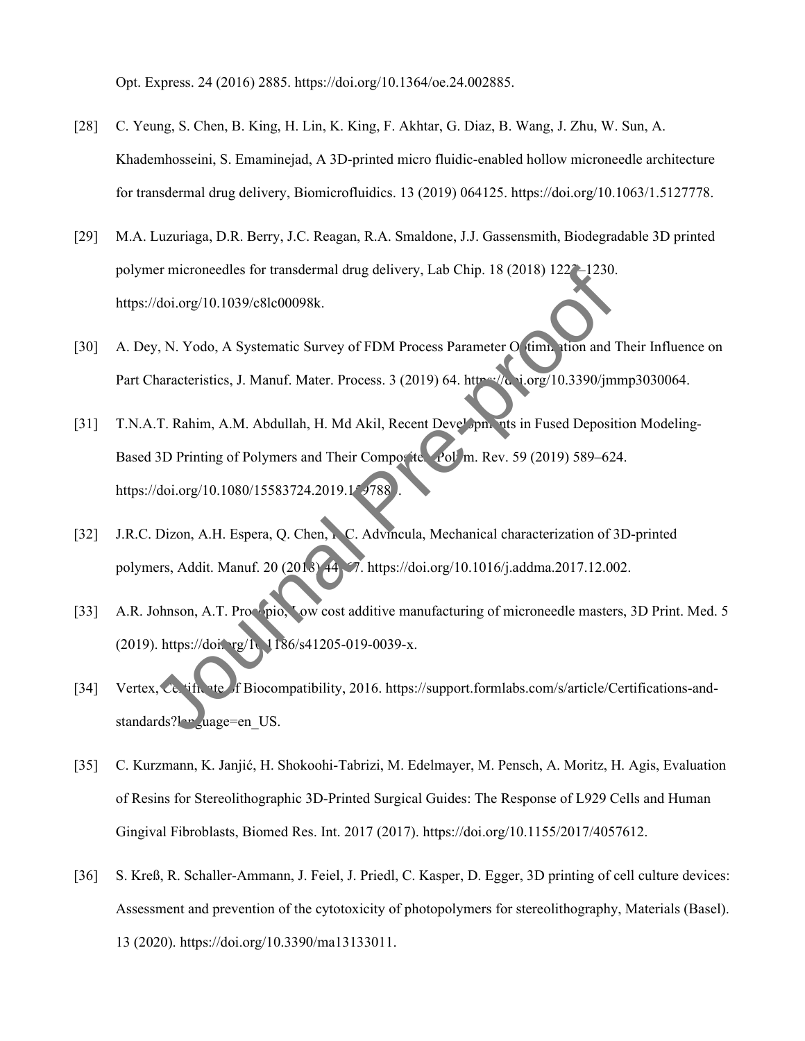Opt. Express. 24 (2016) 2885. https://doi.org/10.1364/oe.24.002885.

[28] C. Yeung, S. Chen, B. King, H. Lin, K. King, F. Akhtar, G. Diaz, B. Wang, J. Zhu, W. Sun, A. Khademhosseini, S. Emaminejad, A 3D-printed micro fluidic-enabled hollow microneedle architecture for transdermal drug delivery, Biomicrofluidics. 13 (2019) 064125. https://doi.org/10.1063/1.5127778.

[29] M.A. Luzuriaga, D.R. Berry, J.C. Reagan, R.A. Smaldone, J.J. Gassensmith, Biodegradable 3D printed polymer microneedles for transdermal drug delivery, Lab Chip. 18 (2018) 1223–1230. https://doi.org/10.1039/c8lc00098k.

[30] A. Dey, N. Yodo, A Systematic Survey of FDM Process Parameter Optimization and Their Influence on Part Characteristics, J. Manuf. Mater. Process. 3 (2019) 64. https://doi.org/10.3390/jmmp3030064.

[31] T.N.A.T. Rahim, A.M. Abdullah, H. Md Akil, Recent Developments in Fused Deposition Modeling-Based 3D Printing of Polymers and Their Composites, Polym. Rev. 59 (2019) 589–624. https://doi.org/10.1080/15583724.2019.1597883.

[32] J.R.C. Dizon, A.H. Espera, Q. Chen, R.C. Advincula, Mechanical characterization of 3D-printed polymers, Addit. Manuf. 20 (2018) 44–67. https://doi.org/10.1016/j.addma.2017.12.002.

[33] A.R. Johnson, A.T. Procopio, Low cost additive manufacturing of microneedle masters, 3D Print. Med. 5 (2019). https://doi.org/10.1186/s41205-019-0039-x.

[34] Vertex, Certificate of Biocompatibility, 2016. https://support.formlabs.com/s/article/Certifications-and-standards?language=en_US.

[35] C. Kurzmann, K. Janjić, H. Shokoohi-Tabrizi, M. Edelmayer, M. Pensch, A. Moritz, H. Agis, Evaluation of Resins for Stereolithographic 3D-Printed Surgical Guides: The Response of L929 Cells and Human Gingival Fibroblasts, Biomed Res. Int. 2017 (2017). https://doi.org/10.1155/2017/4057612.

[36] S. Kreß, R. Schaller-Ammann, J. Feiel, J. Priedl, C. Kasper, D. Egger, 3D printing of cell culture devices: Assessment and prevention of the cytotoxicity of photopolymers for stereolithography, Materials (Basel). 13 (2020). https://doi.org/10.3390/ma13133011.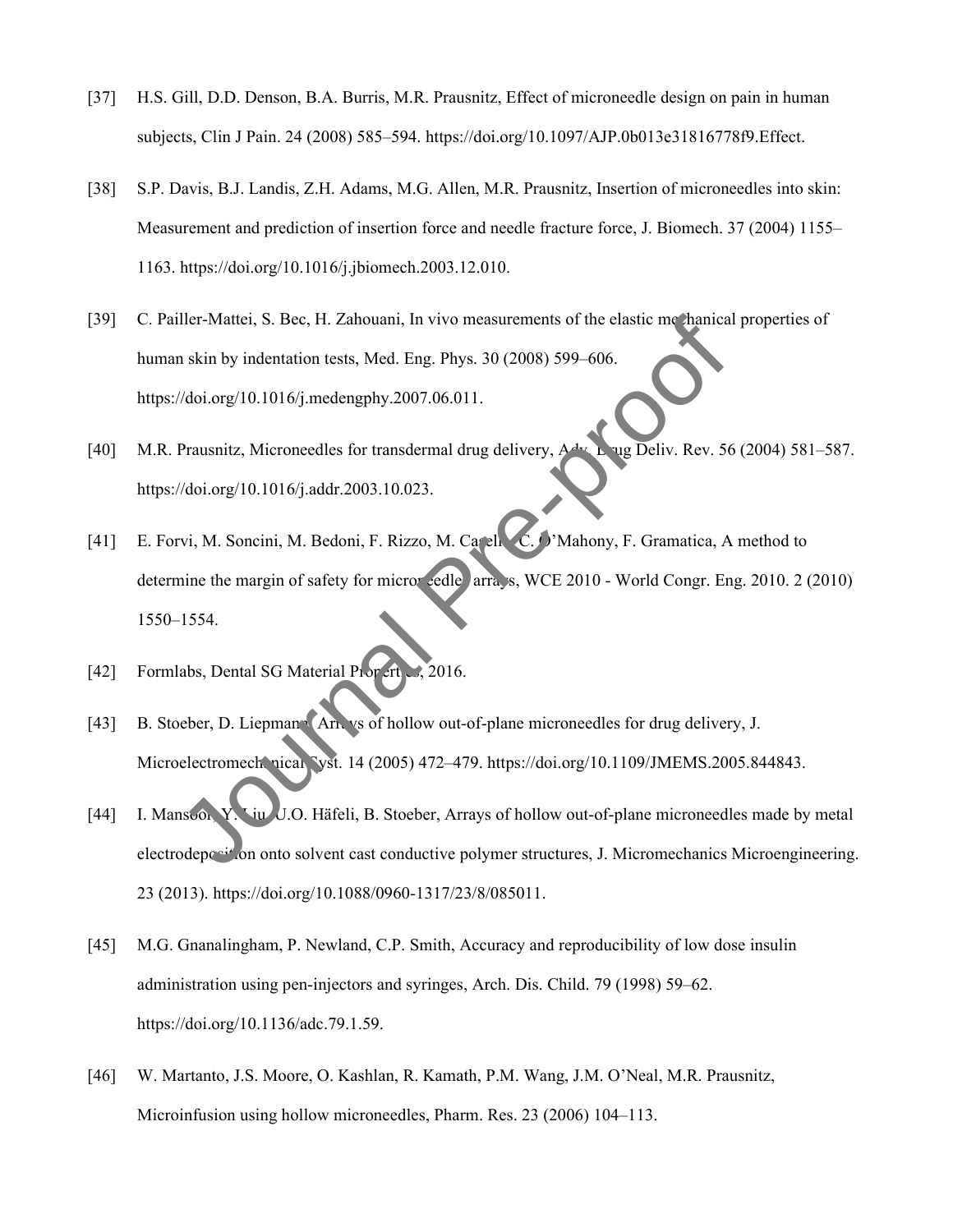[37] H.S. Gill, D.D. Denson, B.A. Burris, M.R. Prausnitz, Effect of microneedle design on pain in human subjects, Clin J Pain. 24 (2008) 585–594. https://doi.org/10.1097/AJP.0b013e31816778f9.Effect.

[38] S.P. Davis, B.J. Landis, Z.H. Adams, M.G. Allen, M.R. Prausnitz, Insertion of microneedles into skin: Measurement and prediction of insertion force and needle fracture force, J. Biomech. 37 (2004) 1155–1163. https://doi.org/10.1016/j.jbiomech.2003.12.010.

[39] C. Pailler-Mattei, S. Bec, H. Zahouani, In vivo measurements of the elastic mechanical properties of human skin by indentation tests, Med. Eng. Phys. 30 (2008) 599–606. https://doi.org/10.1016/j.medengphy.2007.06.011.

[40] M.R. Prausnitz, Microneedles for transdermal drug delivery, Adv. Drug Deliv. Rev. 56 (2004) 581–587. https://doi.org/10.1016/j.addr.2003.10.023.

[41] E. Forvi, M. Soncini, M. Bedoni, F. Rizzo, M. Casella, C. O'Mahony, F. Gramatica, A method to determine the margin of safety for microneedles arrays, WCE 2010 - World Congr. Eng. 2010. 2 (2010) 1550–1554.

[42] Formlabs, Dental SG Material Properties, 2016.

[43] B. Stoeber, D. Liepmann, Arrays of hollow out-of-plane microneedles for drug delivery, J. Microelectromechanical Syst. 14 (2005) 472–479. https://doi.org/10.1109/JMEMS.2005.844843.

[44] I. Mansoor, Y. Liu, U.O. Häfeli, B. Stoeber, Arrays of hollow out-of-plane microneedles made by metal electrodeposition onto solvent cast conductive polymer structures, J. Micromechanics Microengineering. 23 (2013). https://doi.org/10.1088/0960-1317/23/8/085011.

[45] M.G. Gnanalingham, P. Newland, C.P. Smith, Accuracy and reproducibility of low dose insulin administration using pen-injectors and syringes, Arch. Dis. Child. 79 (1998) 59–62. https://doi.org/10.1136/adc.79.1.59.

[46] W. Martanto, J.S. Moore, O. Kashlan, R. Kamath, P.M. Wang, J.M. O'Neal, M.R. Prausnitz, Microinfusion using hollow microneedles, Pharm. Res. 23 (2006) 104–113.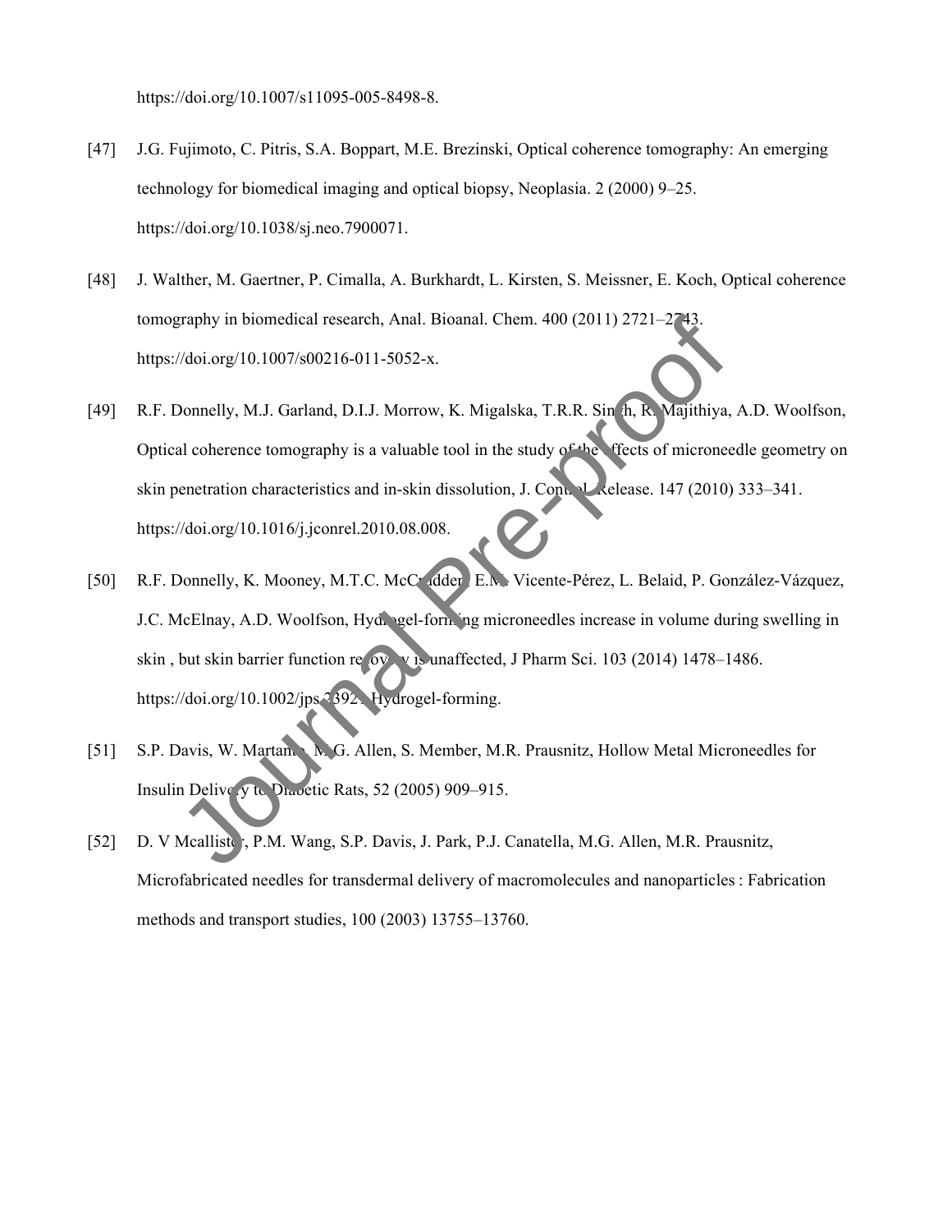https://doi.org/10.1007/s11095-005-8498-8.

[47] J.G. Fujimoto, C. Pitris, S.A. Boppart, M.E. Brezinski, Optical coherence tomography: An emerging technology for biomedical imaging and optical biopsy, Neoplasia. 2 (2000) 9–25. https://doi.org/10.1038/sj.neo.7900071.

[48] J. Walther, M. Gaertner, P. Cimalla, A. Burkhardt, L. Kirsten, S. Meissner, E. Koch, Optical coherence tomography in biomedical research, Anal. Bioanal. Chem. 400 (2011) 2721–2743. https://doi.org/10.1007/s00216-011-5052-x.

[49] R.F. Donnelly, M.J. Garland, D.I.J. Morrow, K. Migalska, T.R.R. Singh, R. Majithiya, A.D. Woolfson, Optical coherence tomography is a valuable tool in the study of the effects of microneedle geometry on skin penetration characteristics and in-skin dissolution, J. Control. Release. 147 (2010) 333–341. https://doi.org/10.1016/j.jconrel.2010.08.008.

[50] R.F. Donnelly, K. Mooney, M.T.C. McCrudden, E.M. Vicente-Pérez, L. Belaid, P. González-Vázquez, J.C. McElnay, A.D. Woolfson, Hydrogel-forming microneedles increase in volume during swelling in skin , but skin barrier function recovery is unaffected, J Pharm Sci. 103 (2014) 1478–1486. https://doi.org/10.1002/jps.23921.Hydrogel-forming.

[51] S.P. Davis, W. Martanto, M.G. Allen, S. Member, M.R. Prausnitz, Hollow Metal Microneedles for Insulin Delivery to Diabetic Rats, 52 (2005) 909–915.

[52] D. V Mcallister, P.M. Wang, S.P. Davis, J. Park, P.J. Canatella, M.G. Allen, M.R. Prausnitz, Microfabricated needles for transdermal delivery of macromolecules and nanoparticles : Fabrication methods and transport studies, 100 (2003) 13755–13760.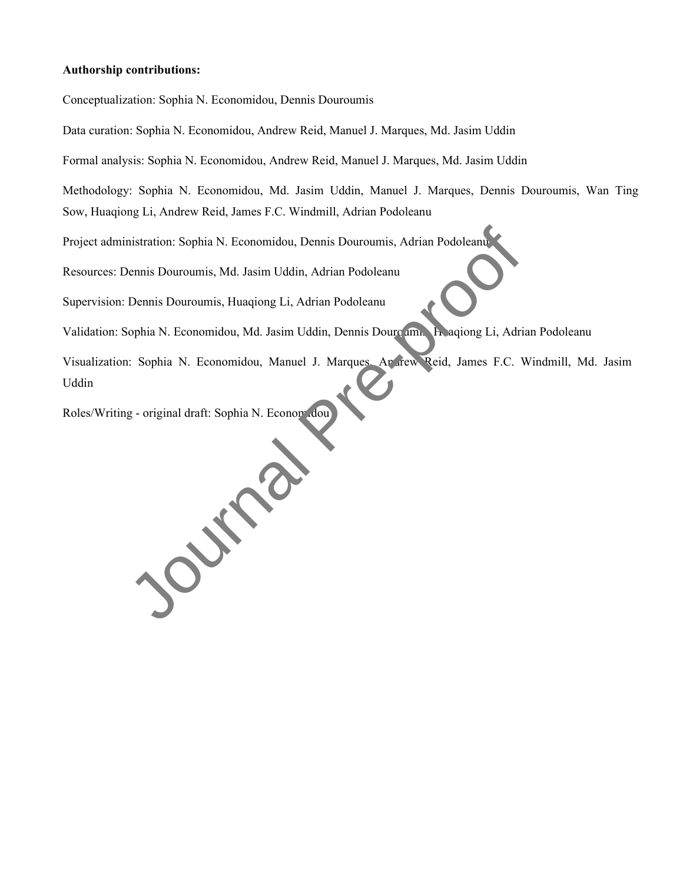**Authorship contributions:**

Conceptualization: Sophia N. Economidou, Dennis Douroumis

Data curation: Sophia N. Economidou, Andrew Reid, Manuel J. Marques, Md. Jasim Uddin

Formal analysis: Sophia N. Economidou, Andrew Reid, Manuel J. Marques, Md. Jasim Uddin

Methodology: Sophia N. Economidou, Md. Jasim Uddin, Manuel J. Marques, Dennis Douroumis, Wan Ting Sow, Huaqiong Li, Andrew Reid, James F.C. Windmill, Adrian Podoleanu

Project administration: Sophia N. Economidou, Dennis Douroumis, Adrian Podoleanu

Resources: Dennis Douroumis, Md. Jasim Uddin, Adrian Podoleanu

Supervision: Dennis Douroumis, Huaqiong Li, Adrian Podoleanu

Validation: Sophia N. Economidou, Md. Jasim Uddin, Dennis Douroumis, Huaqiong Li, Adrian Podoleanu

Visualization: Sophia N. Economidou, Manuel J. Marques, Andrew Reid, James F.C. Windmill, Md. Jasim Uddin

Roles/Writing - original draft: Sophia N. Economidou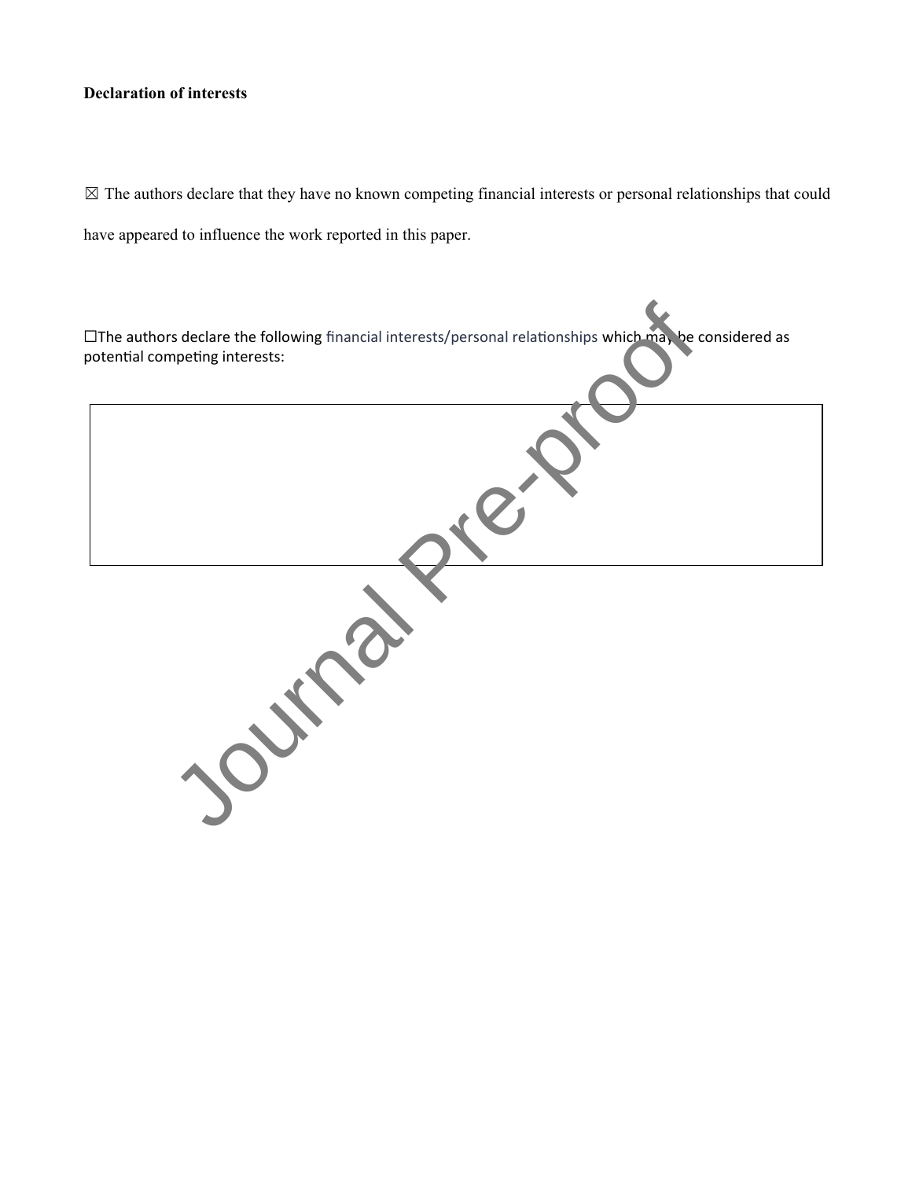**Declaration of interests**

☒ The authors declare that they have no known competing financial interests or personal relationships that could have appeared to influence the work reported in this paper.

☐The authors declare the following financial interests/personal relationships which may be considered as potential competing interests:

| |
|---|
| |